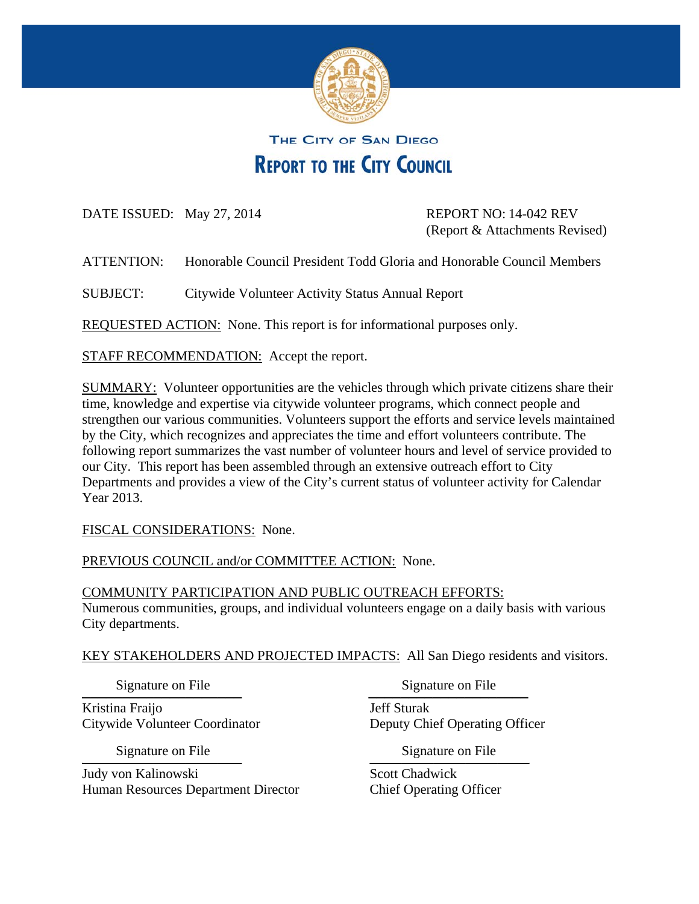# THE CITY OF SAN DIEGO

# REPORT TO THE CITY COUNCIL

DATE ISSUED: May 27, 2014

REPORT NO: 14-042 REV
(Report & Attachments Revised)

ATTENTION: Honorable Council President Todd Gloria and Honorable Council Members

SUBJECT: Citywide Volunteer Activity Status Annual Report

REQUESTED ACTION: None. This report is for informational purposes only.

STAFF RECOMMENDATION: Accept the report.

SUMMARY: Volunteer opportunities are the vehicles through which private citizens share their time, knowledge and expertise via citywide volunteer programs, which connect people and strengthen our various communities. Volunteers support the efforts and service levels maintained by the City, which recognizes and appreciates the time and effort volunteers contribute. The following report summarizes the vast number of volunteer hours and level of service provided to our City. This report has been assembled through an extensive outreach effort to City Departments and provides a view of the City's current status of volunteer activity for Calendar Year 2013.

FISCAL CONSIDERATIONS: None.

PREVIOUS COUNCIL and/or COMMITTEE ACTION: None.

COMMUNITY PARTICIPATION AND PUBLIC OUTREACH EFFORTS:
Numerous communities, groups, and individual volunteers engage on a daily basis with various City departments.

KEY STAKEHOLDERS AND PROJECTED IMPACTS: All San Diego residents and visitors.

Signature on File
Kristina Fraijo
Citywide Volunteer Coordinator

Signature on File
Jeff Sturak
Deputy Chief Operating Officer

Signature on File
Judy von Kalinowski
Human Resources Department Director

Signature on File
Scott Chadwick
Chief Operating Officer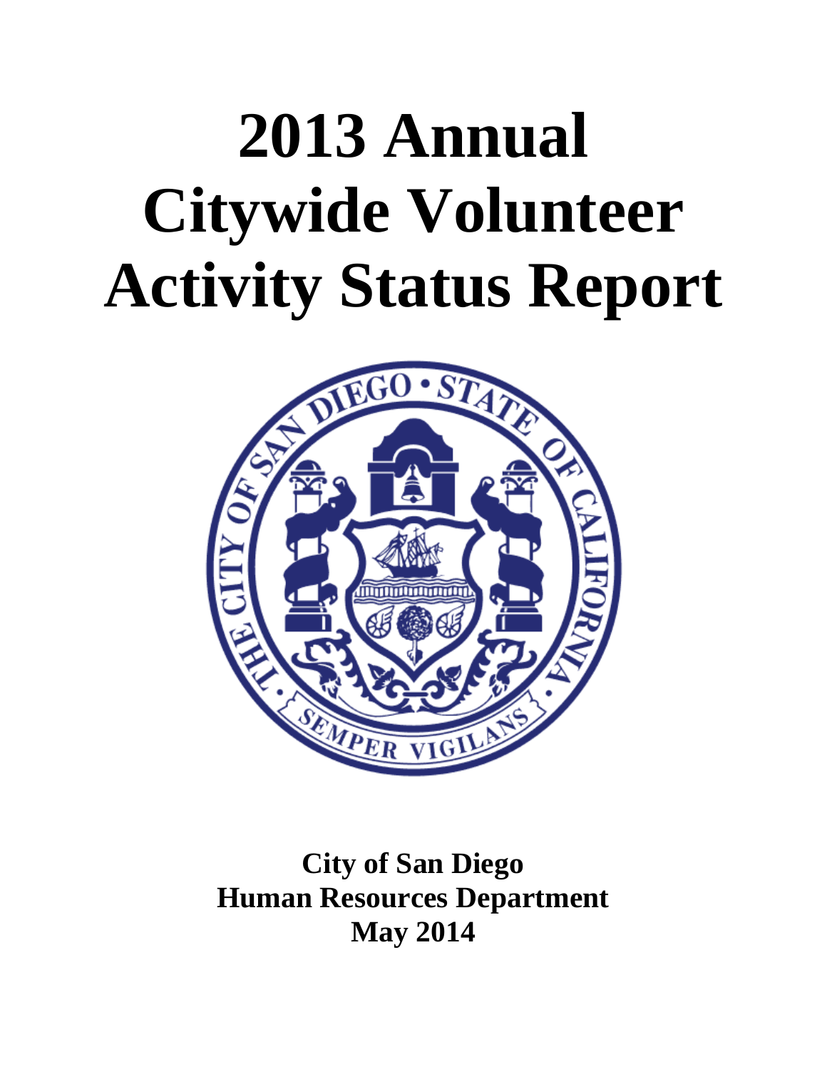# 2013 Annual Citywide Volunteer Activity Status Report

**City of San Diego**
**Human Resources Department**
**May 2014**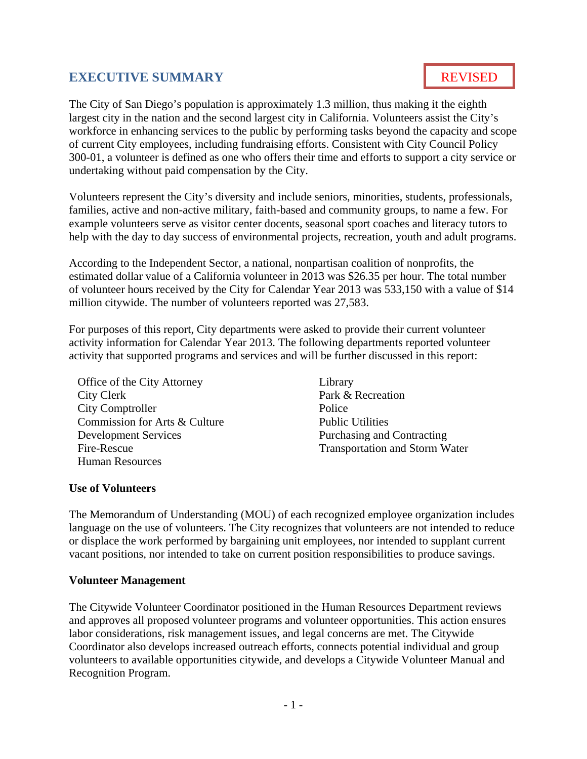## EXECUTIVE SUMMARY

REVISED

The City of San Diego's population is approximately 1.3 million, thus making it the eighth largest city in the nation and the second largest city in California. Volunteers assist the City's workforce in enhancing services to the public by performing tasks beyond the capacity and scope of current City employees, including fundraising efforts. Consistent with City Council Policy 300-01, a volunteer is defined as one who offers their time and efforts to support a city service or undertaking without paid compensation by the City.

Volunteers represent the City's diversity and include seniors, minorities, students, professionals, families, active and non-active military, faith-based and community groups, to name a few. For example volunteers serve as visitor center docents, seasonal sport coaches and literacy tutors to help with the day to day success of environmental projects, recreation, youth and adult programs.

According to the Independent Sector, a national, nonpartisan coalition of nonprofits, the estimated dollar value of a California volunteer in 2013 was $26.35 per hour. The total number of volunteer hours received by the City for Calendar Year 2013 was 533,150 with a value of $14 million citywide. The number of volunteers reported was 27,583.

For purposes of this report, City departments were asked to provide their current volunteer activity information for Calendar Year 2013. The following departments reported volunteer activity that supported programs and services and will be further discussed in this report:

- Office of the City Attorney
- City Clerk
- City Comptroller
- Commission for Arts & Culture
- Development Services
- Fire-Rescue
- Human Resources
- Library
- Park & Recreation
- Police
- Public Utilities
- Purchasing and Contracting
- Transportation and Storm Water

**Use of Volunteers**

The Memorandum of Understanding (MOU) of each recognized employee organization includes language on the use of volunteers. The City recognizes that volunteers are not intended to reduce or displace the work performed by bargaining unit employees, nor intended to supplant current vacant positions, nor intended to take on current position responsibilities to produce savings.

**Volunteer Management**

The Citywide Volunteer Coordinator positioned in the Human Resources Department reviews and approves all proposed volunteer programs and volunteer opportunities. This action ensures labor considerations, risk management issues, and legal concerns are met. The Citywide Coordinator also develops increased outreach efforts, connects potential individual and group volunteers to available opportunities citywide, and develops a Citywide Volunteer Manual and Recognition Program.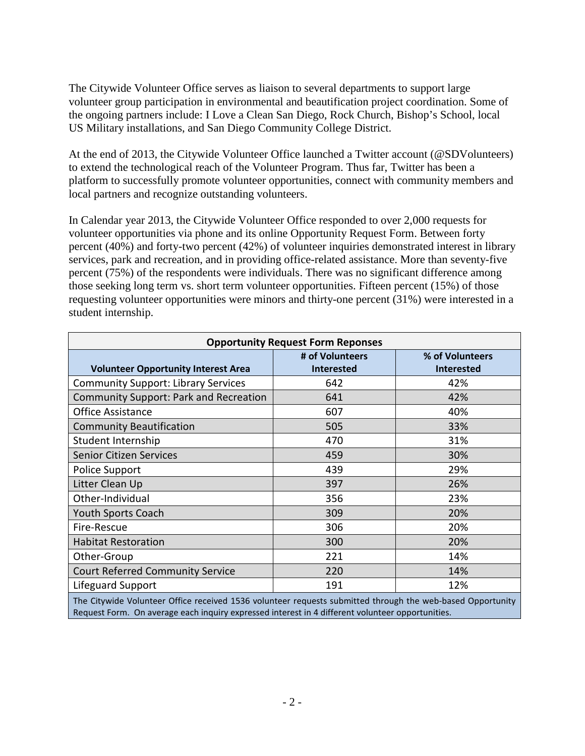The Citywide Volunteer Office serves as liaison to several departments to support large volunteer group participation in environmental and beautification project coordination. Some of the ongoing partners include: I Love a Clean San Diego, Rock Church, Bishop's School, local US Military installations, and San Diego Community College District.

At the end of 2013, the Citywide Volunteer Office launched a Twitter account (@SDVolunteers) to extend the technological reach of the Volunteer Program. Thus far, Twitter has been a platform to successfully promote volunteer opportunities, connect with community members and local partners and recognize outstanding volunteers.

In Calendar year 2013, the Citywide Volunteer Office responded to over 2,000 requests for volunteer opportunities via phone and its online Opportunity Request Form. Between forty percent (40%) and forty-two percent (42%) of volunteer inquiries demonstrated interest in library services, park and recreation, and in providing office-related assistance. More than seventy-five percent (75%) of the respondents were individuals. There was no significant difference among those seeking long term vs. short term volunteer opportunities. Fifteen percent (15%) of those requesting volunteer opportunities were minors and thirty-one percent (31%) were interested in a student internship.

| Opportunity Request Form Reponses | | |
|---|---|---|
| **Volunteer Opportunity Interest Area** | **# of Volunteers Interested** | **% of Volunteers Interested** |
| Community Support: Library Services | 642 | 42% |
| Community Support: Park and Recreation | 641 | 42% |
| Office Assistance | 607 | 40% |
| Community Beautification | 505 | 33% |
| Student Internship | 470 | 31% |
| Senior Citizen Services | 459 | 30% |
| Police Support | 439 | 29% |
| Litter Clean Up | 397 | 26% |
| Other-Individual | 356 | 23% |
| Youth Sports Coach | 309 | 20% |
| Fire-Rescue | 306 | 20% |
| Habitat Restoration | 300 | 20% |
| Other-Group | 221 | 14% |
| Court Referred Community Service | 220 | 14% |
| Lifeguard Support | 191 | 12% |
| The Citywide Volunteer Office received 1536 volunteer requests submitted through the web-based Opportunity Request Form. On average each inquiry expressed interest in 4 different volunteer opportunities. | | |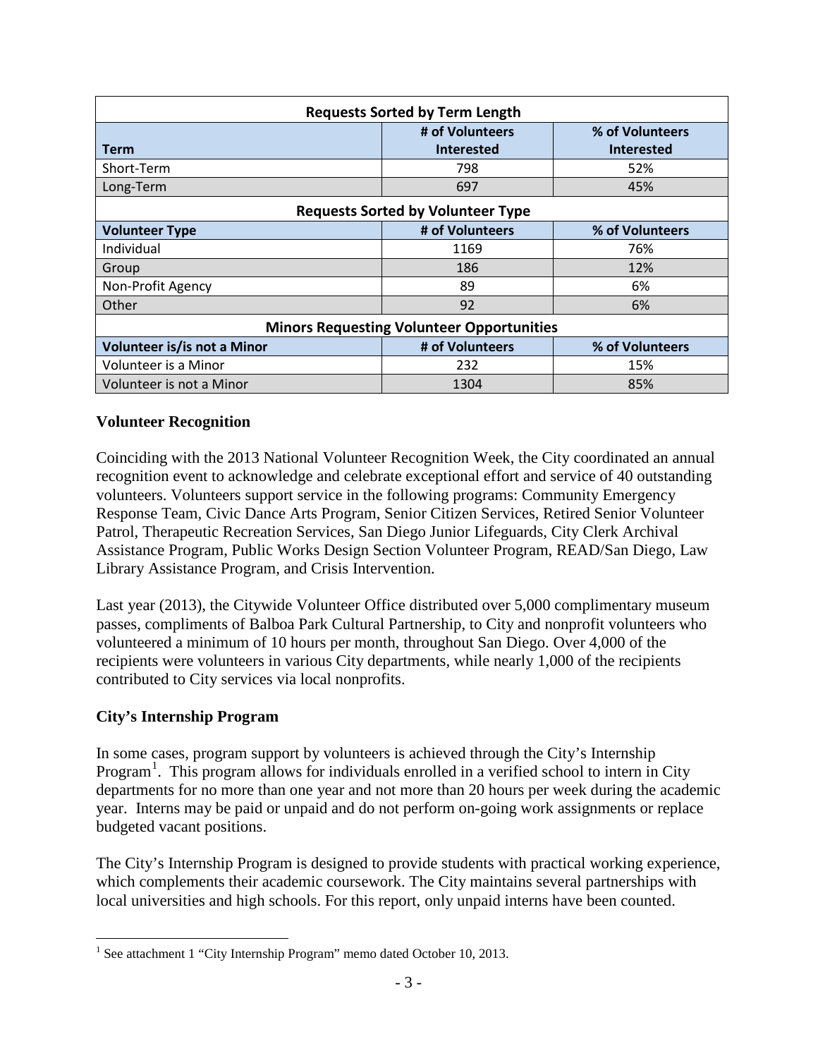| Requests Sorted by Term Length | | |
|---|---|---|
| **Term** | **# of Volunteers Interested** | **% of Volunteers Interested** |
| Short-Term | 798 | 52% |
| Long-Term | 697 | 45% |
| **Requests Sorted by Volunteer Type** | | |
| **Volunteer Type** | **# of Volunteers** | **% of Volunteers** |
| Individual | 1169 | 76% |
| Group | 186 | 12% |
| Non-Profit Agency | 89 | 6% |
| Other | 92 | 6% |
| **Minors Requesting Volunteer Opportunities** | | |
| **Volunteer is/is not a Minor** | **# of Volunteers** | **% of Volunteers** |
| Volunteer is a Minor | 232 | 15% |
| Volunteer is not a Minor | 1304 | 85% |

### Volunteer Recognition

Coinciding with the 2013 National Volunteer Recognition Week, the City coordinated an annual recognition event to acknowledge and celebrate exceptional effort and service of 40 outstanding volunteers. Volunteers support service in the following programs: Community Emergency Response Team, Civic Dance Arts Program, Senior Citizen Services, Retired Senior Volunteer Patrol, Therapeutic Recreation Services, San Diego Junior Lifeguards, City Clerk Archival Assistance Program, Public Works Design Section Volunteer Program, READ/San Diego, Law Library Assistance Program, and Crisis Intervention.

Last year (2013), the Citywide Volunteer Office distributed over 5,000 complimentary museum passes, compliments of Balboa Park Cultural Partnership, to City and nonprofit volunteers who volunteered a minimum of 10 hours per month, throughout San Diego. Over 4,000 of the recipients were volunteers in various City departments, while nearly 1,000 of the recipients contributed to City services via local nonprofits.

### City's Internship Program

In some cases, program support by volunteers is achieved through the City's Internship Program[1]. This program allows for individuals enrolled in a verified school to intern in City departments for no more than one year and not more than 20 hours per week during the academic year. Interns may be paid or unpaid and do not perform on-going work assignments or replace budgeted vacant positions.

The City's Internship Program is designed to provide students with practical working experience, which complements their academic coursework. The City maintains several partnerships with local universities and high schools. For this report, only unpaid interns have been counted.

[1] See attachment 1 "City Internship Program" memo dated October 10, 2013.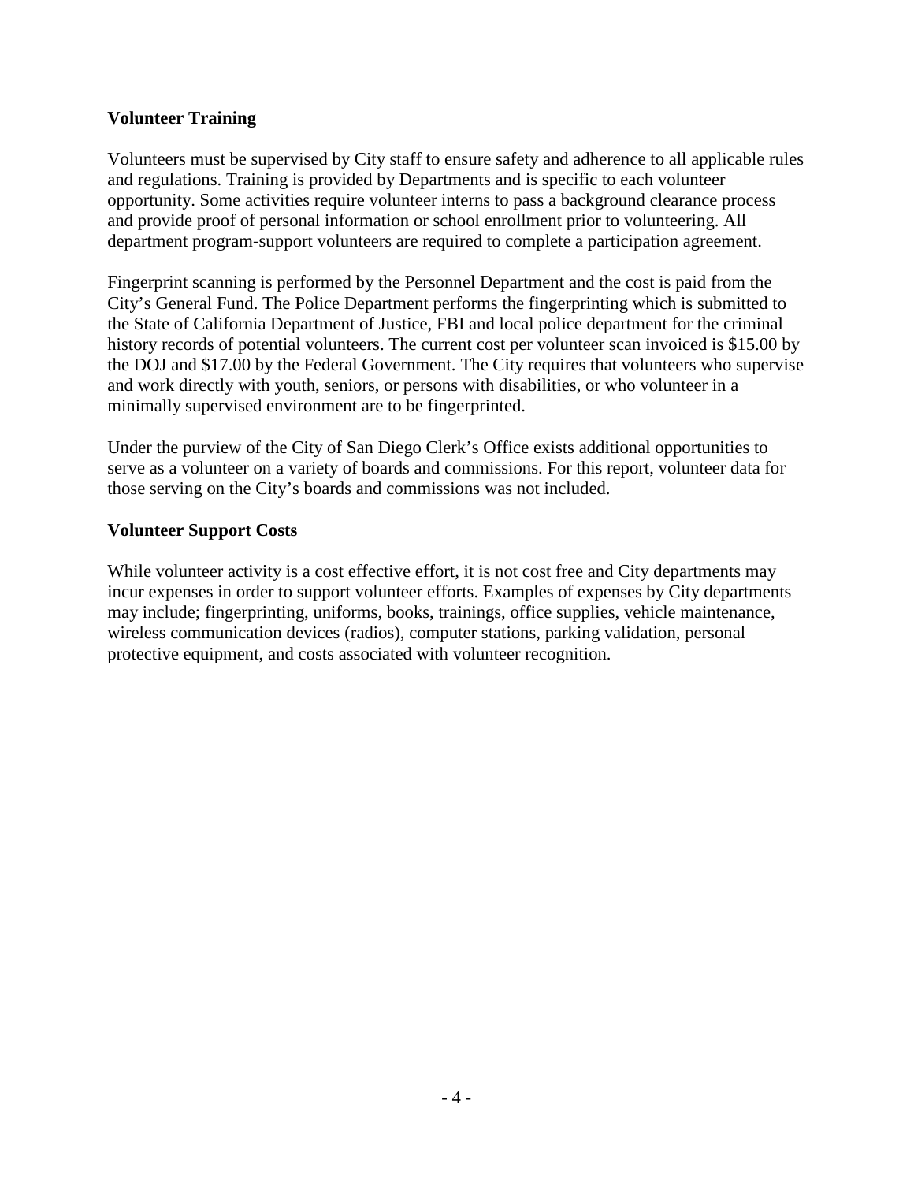**Volunteer Training**

Volunteers must be supervised by City staff to ensure safety and adherence to all applicable rules and regulations. Training is provided by Departments and is specific to each volunteer opportunity. Some activities require volunteer interns to pass a background clearance process and provide proof of personal information or school enrollment prior to volunteering. All department program-support volunteers are required to complete a participation agreement.

Fingerprint scanning is performed by the Personnel Department and the cost is paid from the City's General Fund. The Police Department performs the fingerprinting which is submitted to the State of California Department of Justice, FBI and local police department for the criminal history records of potential volunteers. The current cost per volunteer scan invoiced is $15.00 by the DOJ and $17.00 by the Federal Government. The City requires that volunteers who supervise and work directly with youth, seniors, or persons with disabilities, or who volunteer in a minimally supervised environment are to be fingerprinted.

Under the purview of the City of San Diego Clerk's Office exists additional opportunities to serve as a volunteer on a variety of boards and commissions. For this report, volunteer data for those serving on the City's boards and commissions was not included.

**Volunteer Support Costs**

While volunteer activity is a cost effective effort, it is not cost free and City departments may incur expenses in order to support volunteer efforts. Examples of expenses by City departments may include; fingerprinting, uniforms, books, trainings, office supplies, vehicle maintenance, wireless communication devices (radios), computer stations, parking validation, personal protective equipment, and costs associated with volunteer recognition.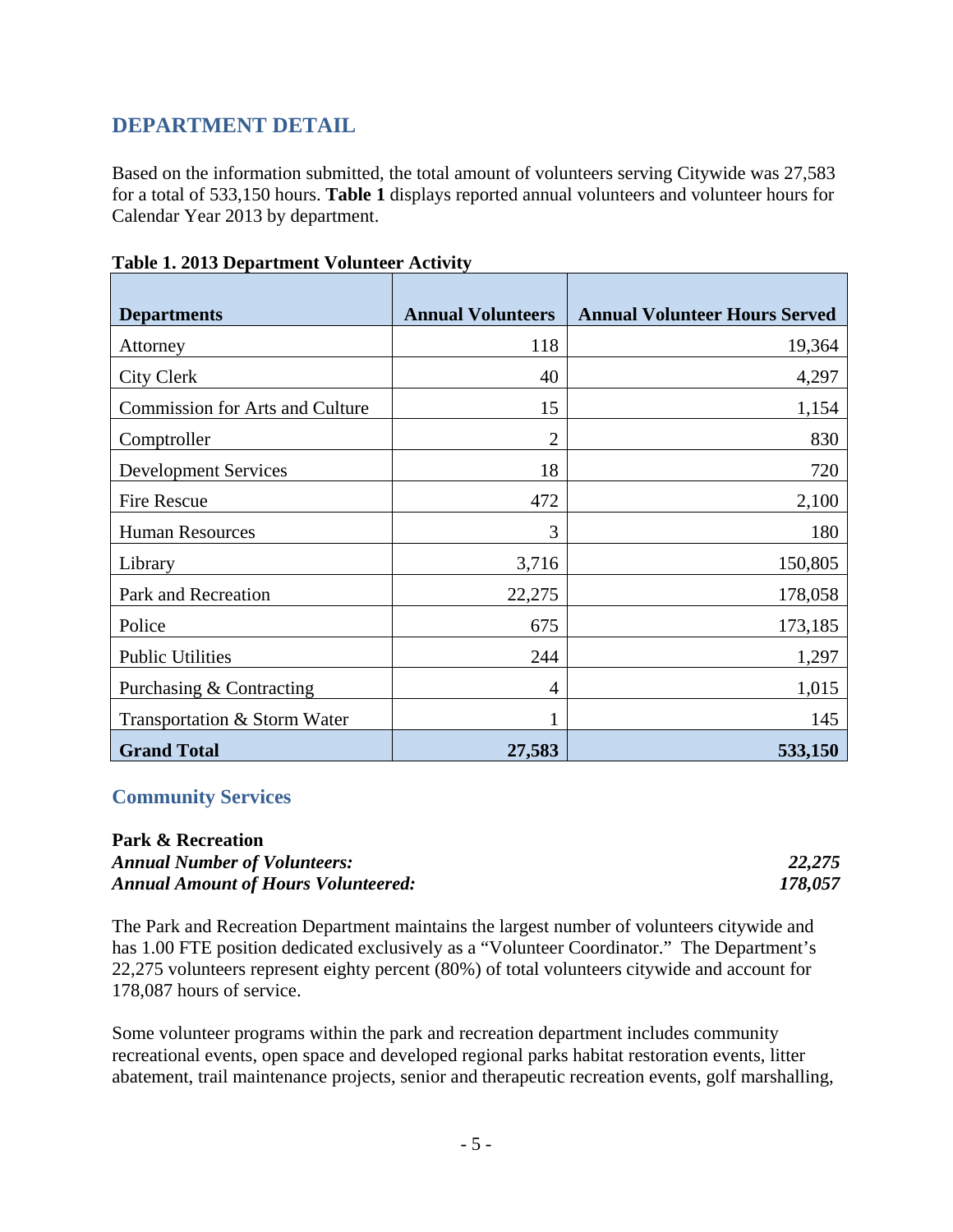## DEPARTMENT DETAIL

Based on the information submitted, the total amount of volunteers serving Citywide was 27,583 for a total of 533,150 hours. **Table 1** displays reported annual volunteers and volunteer hours for Calendar Year 2013 by department.

**Table 1. 2013 Department Volunteer Activity**

| Departments | Annual Volunteers | Annual Volunteer Hours Served |
|---|---:|---:|
| Attorney | 118 | 19,364 |
| City Clerk | 40 | 4,297 |
| Commission for Arts and Culture | 15 | 1,154 |
| Comptroller | 2 | 830 |
| Development Services | 18 | 720 |
| Fire Rescue | 472 | 2,100 |
| Human Resources | 3 | 180 |
| Library | 3,716 | 150,805 |
| Park and Recreation | 22,275 | 178,058 |
| Police | 675 | 173,185 |
| Public Utilities | 244 | 1,297 |
| Purchasing & Contracting | 4 | 1,015 |
| Transportation & Storm Water | 1 | 145 |
| **Grand Total** | **27,583** | **533,150** |

### Community Services

**Park & Recreation**
***Annual Number of Volunteers:*** ***22,275***
***Annual Amount of Hours Volunteered:*** ***178,057***

The Park and Recreation Department maintains the largest number of volunteers citywide and has 1.00 FTE position dedicated exclusively as a "Volunteer Coordinator." The Department's 22,275 volunteers represent eighty percent (80%) of total volunteers citywide and account for 178,087 hours of service.

Some volunteer programs within the park and recreation department includes community recreational events, open space and developed regional parks habitat restoration events, litter abatement, trail maintenance projects, senior and therapeutic recreation events, golf marshalling,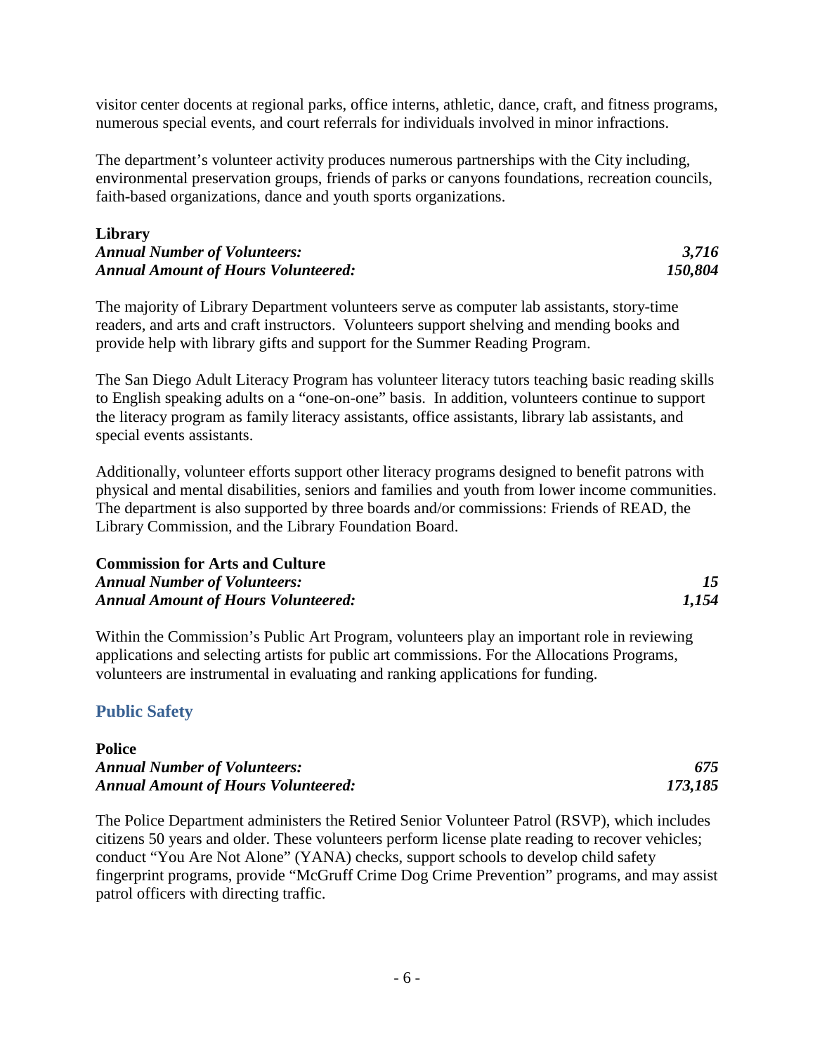visitor center docents at regional parks, office interns, athletic, dance, craft, and fitness programs, numerous special events, and court referrals for individuals involved in minor infractions.

The department's volunteer activity produces numerous partnerships with the City including, environmental preservation groups, friends of parks or canyons foundations, recreation councils, faith-based organizations, dance and youth sports organizations.

**Library**
***Annual Number of Volunteers:*** ***3,716***
***Annual Amount of Hours Volunteered:*** ***150,804***

The majority of Library Department volunteers serve as computer lab assistants, story-time readers, and arts and craft instructors. Volunteers support shelving and mending books and provide help with library gifts and support for the Summer Reading Program.

The San Diego Adult Literacy Program has volunteer literacy tutors teaching basic reading skills to English speaking adults on a "one-on-one" basis. In addition, volunteers continue to support the literacy program as family literacy assistants, office assistants, library lab assistants, and special events assistants.

Additionally, volunteer efforts support other literacy programs designed to benefit patrons with physical and mental disabilities, seniors and families and youth from lower income communities. The department is also supported by three boards and/or commissions: Friends of READ, the Library Commission, and the Library Foundation Board.

**Commission for Arts and Culture**
***Annual Number of Volunteers:*** ***15***
***Annual Amount of Hours Volunteered:*** ***1,154***

Within the Commission's Public Art Program, volunteers play an important role in reviewing applications and selecting artists for public art commissions. For the Allocations Programs, volunteers are instrumental in evaluating and ranking applications for funding.

## Public Safety

**Police**
***Annual Number of Volunteers:*** ***675***
***Annual Amount of Hours Volunteered:*** ***173,185***

The Police Department administers the Retired Senior Volunteer Patrol (RSVP), which includes citizens 50 years and older. These volunteers perform license plate reading to recover vehicles; conduct "You Are Not Alone" (YANA) checks, support schools to develop child safety fingerprint programs, provide "McGruff Crime Dog Crime Prevention" programs, and may assist patrol officers with directing traffic.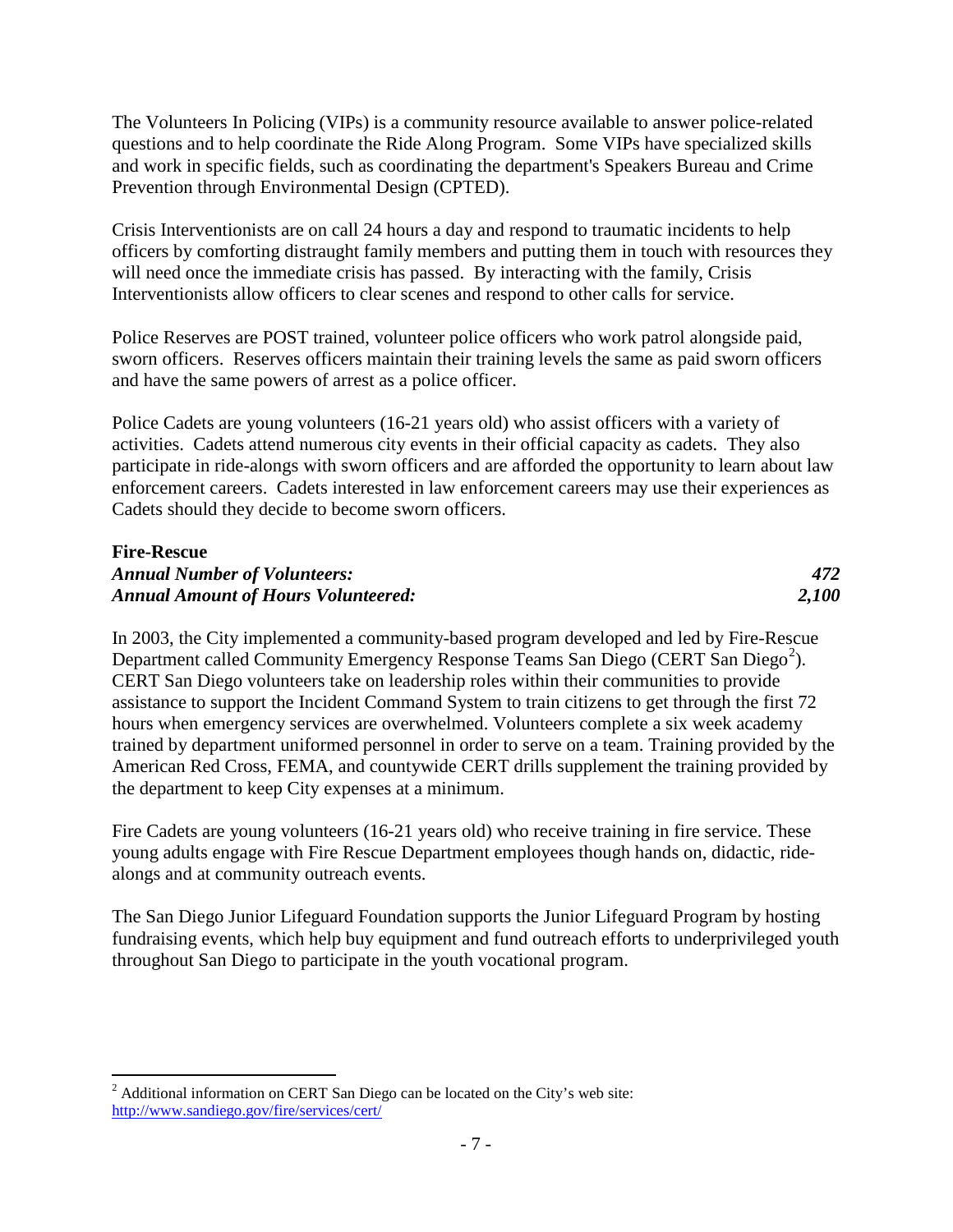The Volunteers In Policing (VIPs) is a community resource available to answer police-related questions and to help coordinate the Ride Along Program. Some VIPs have specialized skills and work in specific fields, such as coordinating the department's Speakers Bureau and Crime Prevention through Environmental Design (CPTED).

Crisis Interventionists are on call 24 hours a day and respond to traumatic incidents to help officers by comforting distraught family members and putting them in touch with resources they will need once the immediate crisis has passed. By interacting with the family, Crisis Interventionists allow officers to clear scenes and respond to other calls for service.

Police Reserves are POST trained, volunteer police officers who work patrol alongside paid, sworn officers. Reserves officers maintain their training levels the same as paid sworn officers and have the same powers of arrest as a police officer.

Police Cadets are young volunteers (16-21 years old) who assist officers with a variety of activities. Cadets attend numerous city events in their official capacity as cadets. They also participate in ride-alongs with sworn officers and are afforded the opportunity to learn about law enforcement careers. Cadets interested in law enforcement careers may use their experiences as Cadets should they decide to become sworn officers.

**Fire-Rescue**

***Annual Number of Volunteers:*** ***472***

***Annual Amount of Hours Volunteered:*** ***2,100***

In 2003, the City implemented a community-based program developed and led by Fire-Rescue Department called Community Emergency Response Teams San Diego (CERT San Diego[2]). CERT San Diego volunteers take on leadership roles within their communities to provide assistance to support the Incident Command System to train citizens to get through the first 72 hours when emergency services are overwhelmed. Volunteers complete a six week academy trained by department uniformed personnel in order to serve on a team. Training provided by the American Red Cross, FEMA, and countywide CERT drills supplement the training provided by the department to keep City expenses at a minimum.

Fire Cadets are young volunteers (16-21 years old) who receive training in fire service. These young adults engage with Fire Rescue Department employees though hands on, didactic, ride-alongs and at community outreach events.

The San Diego Junior Lifeguard Foundation supports the Junior Lifeguard Program by hosting fundraising events, which help buy equipment and fund outreach efforts to underprivileged youth throughout San Diego to participate in the youth vocational program.

---

[2] Additional information on CERT San Diego can be located on the City's web site: http://www.sandiego.gov/fire/services/cert/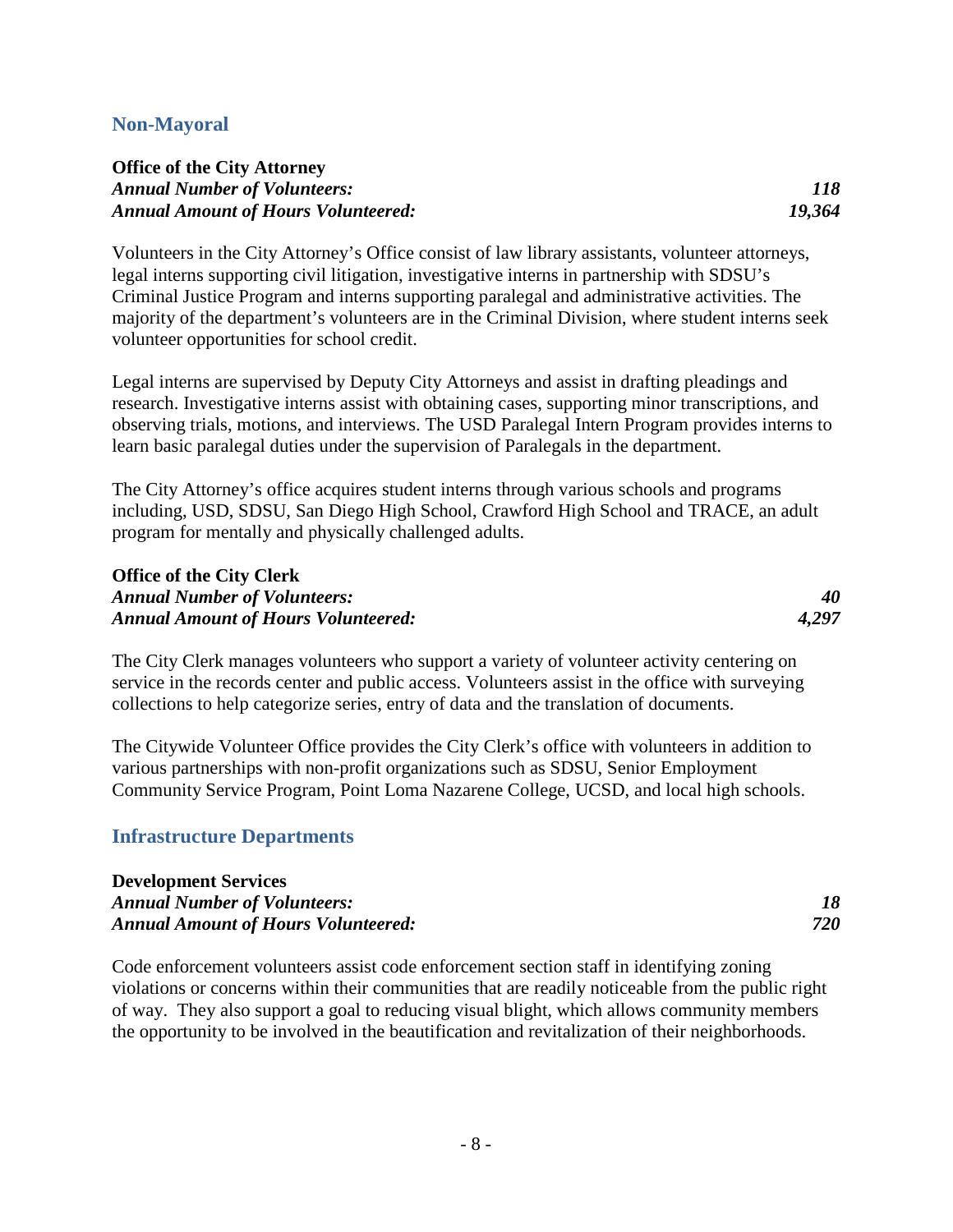## Non-Mayoral

**Office of the City Attorney**
***Annual Number of Volunteers:*** ***118***
***Annual Amount of Hours Volunteered:*** ***19,364***

Volunteers in the City Attorney's Office consist of law library assistants, volunteer attorneys, legal interns supporting civil litigation, investigative interns in partnership with SDSU's Criminal Justice Program and interns supporting paralegal and administrative activities. The majority of the department's volunteers are in the Criminal Division, where student interns seek volunteer opportunities for school credit.

Legal interns are supervised by Deputy City Attorneys and assist in drafting pleadings and research. Investigative interns assist with obtaining cases, supporting minor transcriptions, and observing trials, motions, and interviews. The USD Paralegal Intern Program provides interns to learn basic paralegal duties under the supervision of Paralegals in the department.

The City Attorney's office acquires student interns through various schools and programs including, USD, SDSU, San Diego High School, Crawford High School and TRACE, an adult program for mentally and physically challenged adults.

**Office of the City Clerk**
***Annual Number of Volunteers:*** ***40***
***Annual Amount of Hours Volunteered:*** ***4,297***

The City Clerk manages volunteers who support a variety of volunteer activity centering on service in the records center and public access. Volunteers assist in the office with surveying collections to help categorize series, entry of data and the translation of documents.

The Citywide Volunteer Office provides the City Clerk's office with volunteers in addition to various partnerships with non-profit organizations such as SDSU, Senior Employment Community Service Program, Point Loma Nazarene College, UCSD, and local high schools.

## Infrastructure Departments

**Development Services**
***Annual Number of Volunteers:*** ***18***
***Annual Amount of Hours Volunteered:*** ***720***

Code enforcement volunteers assist code enforcement section staff in identifying zoning violations or concerns within their communities that are readily noticeable from the public right of way. They also support a goal to reducing visual blight, which allows community members the opportunity to be involved in the beautification and revitalization of their neighborhoods.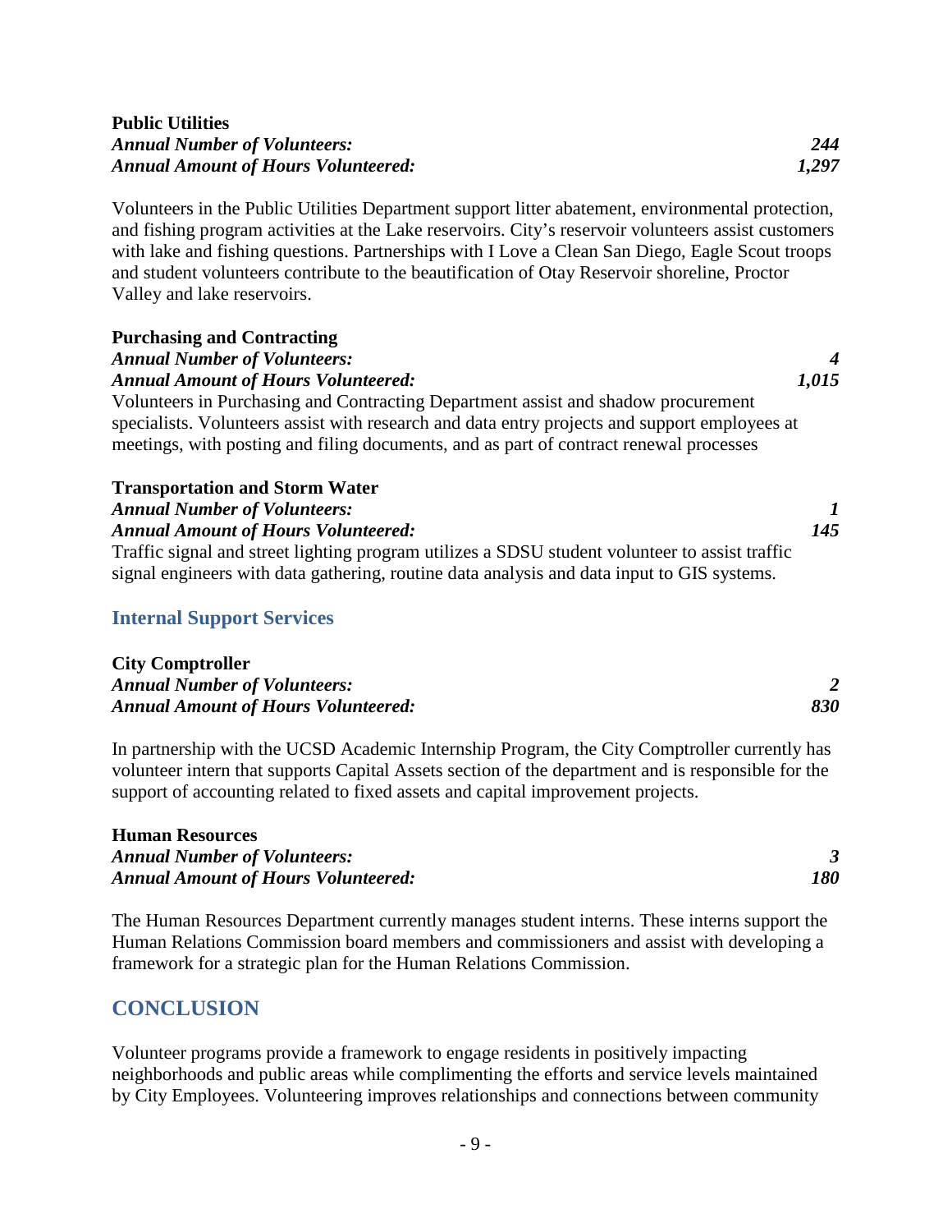**Public Utilities**
***Annual Number of Volunteers:*** ***244***
***Annual Amount of Hours Volunteered:*** ***1,297***

Volunteers in the Public Utilities Department support litter abatement, environmental protection, and fishing program activities at the Lake reservoirs. City's reservoir volunteers assist customers with lake and fishing questions. Partnerships with I Love a Clean San Diego, Eagle Scout troops and student volunteers contribute to the beautification of Otay Reservoir shoreline, Proctor Valley and lake reservoirs.

**Purchasing and Contracting**
***Annual Number of Volunteers:*** ***4***
***Annual Amount of Hours Volunteered:*** ***1,015***
Volunteers in Purchasing and Contracting Department assist and shadow procurement specialists. Volunteers assist with research and data entry projects and support employees at meetings, with posting and filing documents, and as part of contract renewal processes

**Transportation and Storm Water**
***Annual Number of Volunteers:*** ***1***
***Annual Amount of Hours Volunteered:*** ***145***
Traffic signal and street lighting program utilizes a SDSU student volunteer to assist traffic signal engineers with data gathering, routine data analysis and data input to GIS systems.

### Internal Support Services

**City Comptroller**
***Annual Number of Volunteers:*** ***2***
***Annual Amount of Hours Volunteered:*** ***830***

In partnership with the UCSD Academic Internship Program, the City Comptroller currently has volunteer intern that supports Capital Assets section of the department and is responsible for the support of accounting related to fixed assets and capital improvement projects.

**Human Resources**
***Annual Number of Volunteers:*** ***3***
***Annual Amount of Hours Volunteered:*** ***180***

The Human Resources Department currently manages student interns. These interns support the Human Relations Commission board members and commissioners and assist with developing a framework for a strategic plan for the Human Relations Commission.

## CONCLUSION

Volunteer programs provide a framework to engage residents in positively impacting neighborhoods and public areas while complimenting the efforts and service levels maintained by City Employees. Volunteering improves relationships and connections between community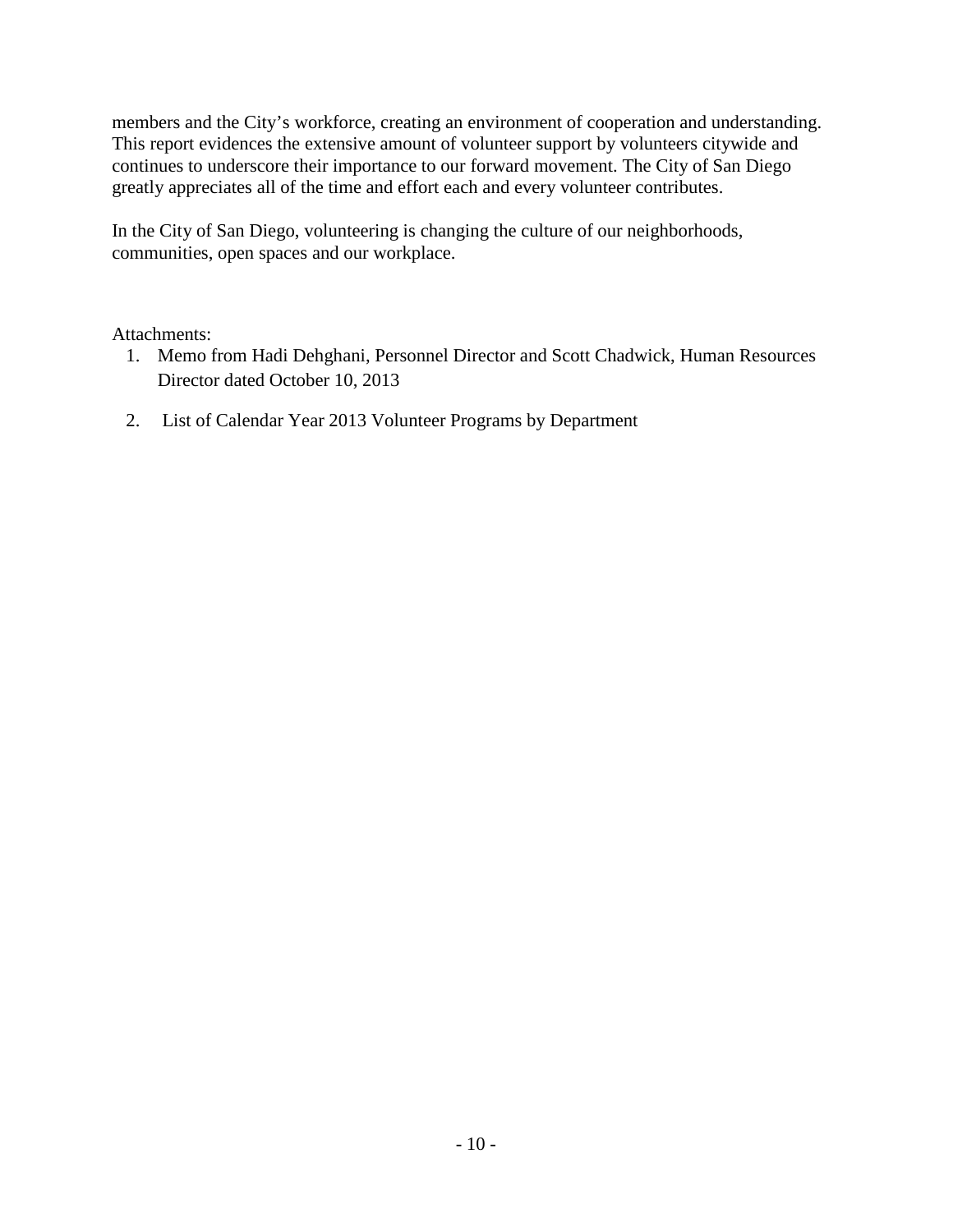members and the City's workforce, creating an environment of cooperation and understanding. This report evidences the extensive amount of volunteer support by volunteers citywide and continues to underscore their importance to our forward movement. The City of San Diego greatly appreciates all of the time and effort each and every volunteer contributes.

In the City of San Diego, volunteering is changing the culture of our neighborhoods, communities, open spaces and our workplace.

Attachments:

1. Memo from Hadi Dehghani, Personnel Director and Scott Chadwick, Human Resources Director dated October 10, 2013
2. List of Calendar Year 2013 Volunteer Programs by Department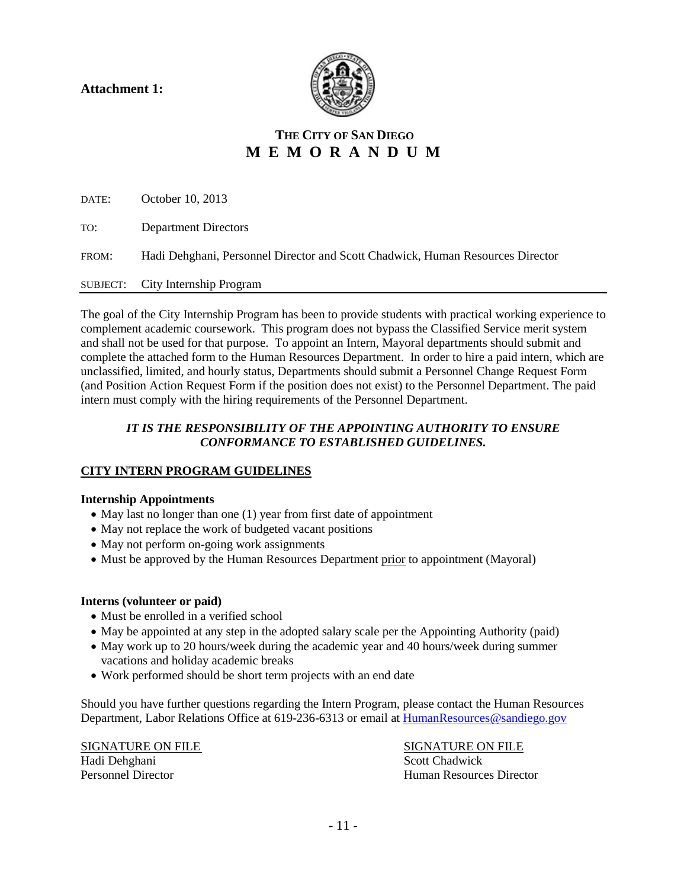**Attachment 1:**

**THE CITY OF SAN DIEGO**
# M E M O R A N D U M

DATE: October 10, 2013

TO: Department Directors

FROM: Hadi Dehghani, Personnel Director and Scott Chadwick, Human Resources Director

SUBJECT: City Internship Program

The goal of the City Internship Program has been to provide students with practical working experience to complement academic coursework. This program does not bypass the Classified Service merit system and shall not be used for that purpose. To appoint an Intern, Mayoral departments should submit and complete the attached form to the Human Resources Department. In order to hire a paid intern, which are unclassified, limited, and hourly status, Departments should submit a Personnel Change Request Form (and Position Action Request Form if the position does not exist) to the Personnel Department. The paid intern must comply with the hiring requirements of the Personnel Department.

***IT IS THE RESPONSIBILITY OF THE APPOINTING AUTHORITY TO ENSURE CONFORMANCE TO ESTABLISHED GUIDELINES.***

## CITY INTERN PROGRAM GUIDELINES

**Internship Appointments**

- May last no longer than one (1) year from first date of appointment
- May not replace the work of budgeted vacant positions
- May not perform on-going work assignments
- Must be approved by the Human Resources Department prior to appointment (Mayoral)

**Interns (volunteer or paid)**

- Must be enrolled in a verified school
- May be appointed at any step in the adopted salary scale per the Appointing Authority (paid)
- May work up to 20 hours/week during the academic year and 40 hours/week during summer vacations and holiday academic breaks
- Work performed should be short term projects with an end date

Should you have further questions regarding the Intern Program, please contact the Human Resources Department, Labor Relations Office at 619-236-6313 or email at HumanResources@sandiego.gov

SIGNATURE ON FILE
Hadi Dehghani
Personnel Director

SIGNATURE ON FILE
Scott Chadwick
Human Resources Director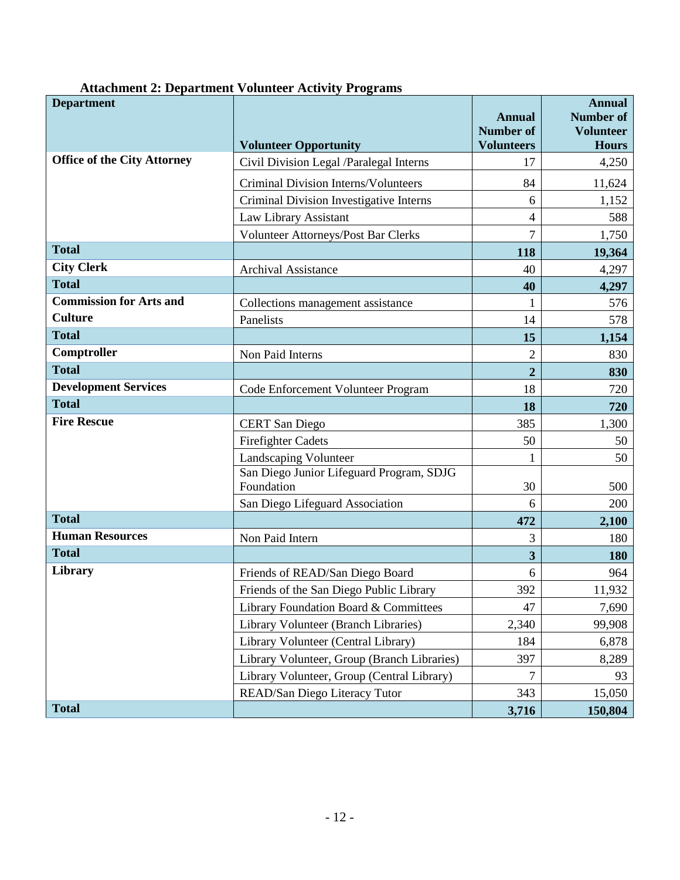**Attachment 2: Department Volunteer Activity Programs**

| Department | Volunteer Opportunity | Annual Number of Volunteers | Annual Number of Volunteer Hours |
|---|---|---|---|
| **Office of the City Attorney** | Civil Division Legal /Paralegal Interns | 17 | 4,250 |
| | Criminal Division Interns/Volunteers | 84 | 11,624 |
| | Criminal Division Investigative Interns | 6 | 1,152 |
| | Law Library Assistant | 4 | 588 |
| | Volunteer Attorneys/Post Bar Clerks | 7 | 1,750 |
| **Total** | | **118** | **19,364** |
| **City Clerk** | Archival Assistance | 40 | 4,297 |
| **Total** | | **40** | **4,297** |
| **Commission for Arts and Culture** | Collections management assistance | 1 | 576 |
| | Panelists | 14 | 578 |
| **Total** | | **15** | **1,154** |
| **Comptroller** | Non Paid Interns | 2 | 830 |
| **Total** | | **2** | **830** |
| **Development Services** | Code Enforcement Volunteer Program | 18 | 720 |
| **Total** | | **18** | **720** |
| **Fire Rescue** | CERT San Diego | 385 | 1,300 |
| | Firefighter Cadets | 50 | 50 |
| | Landscaping Volunteer | 1 | 50 |
| | San Diego Junior Lifeguard Program, SDJG Foundation | 30 | 500 |
| | San Diego Lifeguard Association | 6 | 200 |
| **Total** | | **472** | **2,100** |
| **Human Resources** | Non Paid Intern | 3 | 180 |
| **Total** | | **3** | **180** |
| **Library** | Friends of READ/San Diego Board | 6 | 964 |
| | Friends of the San Diego Public Library | 392 | 11,932 |
| | Library Foundation Board & Committees | 47 | 7,690 |
| | Library Volunteer (Branch Libraries) | 2,340 | 99,908 |
| | Library Volunteer (Central Library) | 184 | 6,878 |
| | Library Volunteer, Group (Branch Libraries) | 397 | 8,289 |
| | Library Volunteer, Group (Central Library) | 7 | 93 |
| | READ/San Diego Literacy Tutor | 343 | 15,050 |
| **Total** | | **3,716** | **150,804** |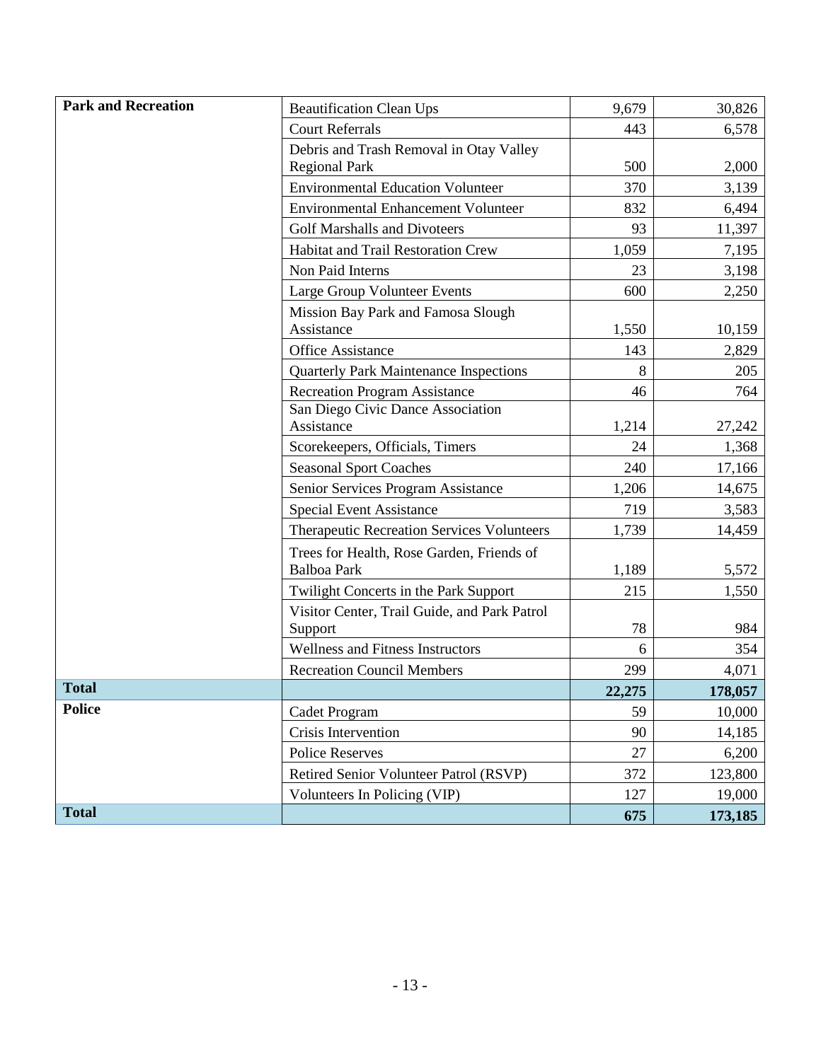| | | | |
|---|---|---|---|
| **Park and Recreation** | Beautification Clean Ups | 9,679 | 30,826 |
| | Court Referrals | 443 | 6,578 |
| | Debris and Trash Removal in Otay Valley Regional Park | 500 | 2,000 |
| | Environmental Education Volunteer | 370 | 3,139 |
| | Environmental Enhancement Volunteer | 832 | 6,494 |
| | Golf Marshalls and Divoteers | 93 | 11,397 |
| | Habitat and Trail Restoration Crew | 1,059 | 7,195 |
| | Non Paid Interns | 23 | 3,198 |
| | Large Group Volunteer Events | 600 | 2,250 |
| | Mission Bay Park and Famosa Slough Assistance | 1,550 | 10,159 |
| | Office Assistance | 143 | 2,829 |
| | Quarterly Park Maintenance Inspections | 8 | 205 |
| | Recreation Program Assistance | 46 | 764 |
| | San Diego Civic Dance Association Assistance | 1,214 | 27,242 |
| | Scorekeepers, Officials, Timers | 24 | 1,368 |
| | Seasonal Sport Coaches | 240 | 17,166 |
| | Senior Services Program Assistance | 1,206 | 14,675 |
| | Special Event Assistance | 719 | 3,583 |
| | Therapeutic Recreation Services Volunteers | 1,739 | 14,459 |
| | Trees for Health, Rose Garden, Friends of Balboa Park | 1,189 | 5,572 |
| | Twilight Concerts in the Park Support | 215 | 1,550 |
| | Visitor Center, Trail Guide, and Park Patrol Support | 78 | 984 |
| | Wellness and Fitness Instructors | 6 | 354 |
| | Recreation Council Members | 299 | 4,071 |
| **Total** | | **22,275** | **178,057** |
| **Police** | Cadet Program | 59 | 10,000 |
| | Crisis Intervention | 90 | 14,185 |
| | Police Reserves | 27 | 6,200 |
| | Retired Senior Volunteer Patrol (RSVP) | 372 | 123,800 |
| | Volunteers In Policing (VIP) | 127 | 19,000 |
| **Total** | | **675** | **173,185** |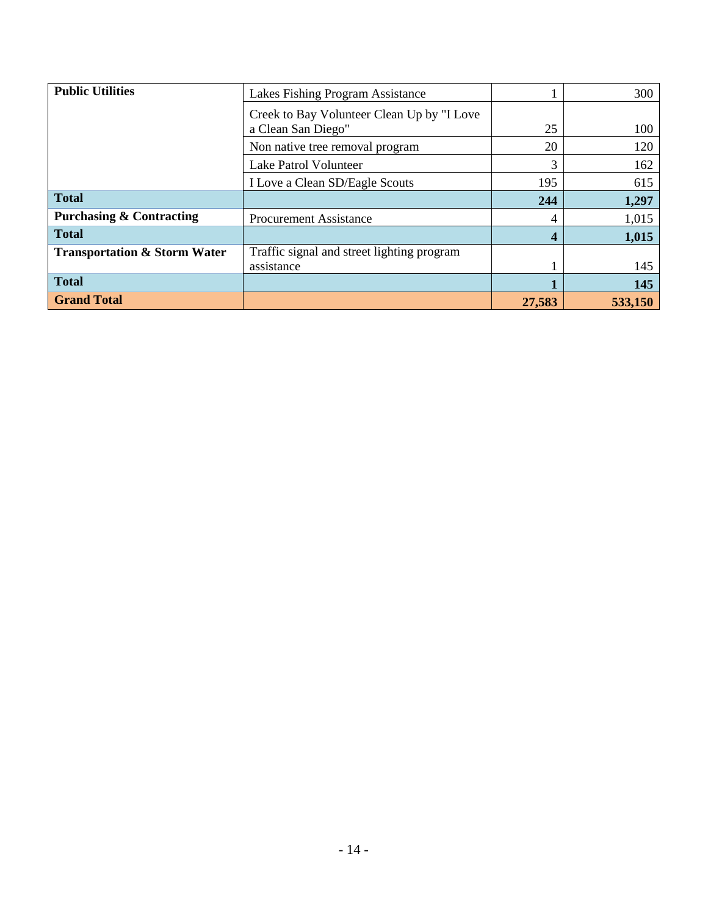| Public Utilities | Lakes Fishing Program Assistance | 1 | 300 |
|---|---|---|---|
| | Creek to Bay Volunteer Clean Up by "I Love a Clean San Diego" | 25 | 100 |
| | Non native tree removal program | 20 | 120 |
| | Lake Patrol Volunteer | 3 | 162 |
| | I Love a Clean SD/Eagle Scouts | 195 | 615 |
| **Total** | | **244** | **1,297** |
| **Purchasing & Contracting** | Procurement Assistance | 4 | 1,015 |
| **Total** | | **4** | **1,015** |
| **Transportation & Storm Water** | Traffic signal and street lighting program assistance | 1 | 145 |
| **Total** | | **1** | **145** |
| **Grand Total** | | **27,583** | **533,150** |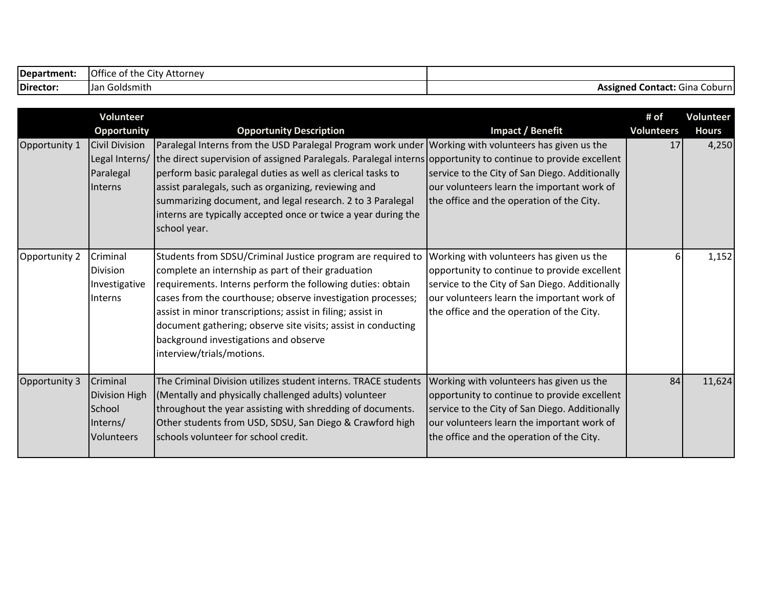| | | |
|---|---|---|
| **Department:** | Office of the City Attorney | |
| **Director:** | Jan Goldsmith | **Assigned Contact:** Gina Coburn |

| | Volunteer Opportunity | Opportunity Description | Impact / Benefit | # of Volunteers | Volunteer Hours |
|---|---|---|---|---|---|
| Opportunity 1 | Civil Division Legal Interns/ Paralegal Interns | Paralegal Interns from the USD Paralegal Program work under the direct supervision of assigned Paralegals. Paralegal interns perform basic paralegal duties as well as clerical tasks to assist paralegals, such as organizing, reviewing and summarizing document, and legal research. 2 to 3 Paralegal interns are typically accepted once or twice a year during the school year. | Working with volunteers has given us the opportunity to continue to provide excellent service to the City of San Diego. Additionally our volunteers learn the important work of the office and the operation of the City. | 17 | 4,250 |
| Opportunity 2 | Criminal Division Investigative Interns | Students from SDSU/Criminal Justice program are required to complete an internship as part of their graduation requirements. Interns perform the following duties: obtain cases from the courthouse; observe investigation processes; assist in minor transcriptions; assist in filing; assist in document gathering; observe site visits; assist in conducting background investigations and observe interview/trials/motions. | Working with volunteers has given us the opportunity to continue to provide excellent service to the City of San Diego. Additionally our volunteers learn the important work of the office and the operation of the City. | 6 | 1,152 |
| Opportunity 3 | Criminal Division High School Interns/ Volunteers | The Criminal Division utilizes student interns. TRACE students (Mentally and physically challenged adults) volunteer throughout the year assisting with shredding of documents. Other students from USD, SDSU, San Diego & Crawford high schools volunteer for school credit. | Working with volunteers has given us the opportunity to continue to provide excellent service to the City of San Diego. Additionally our volunteers learn the important work of the office and the operation of the City. | 84 | 11,624 |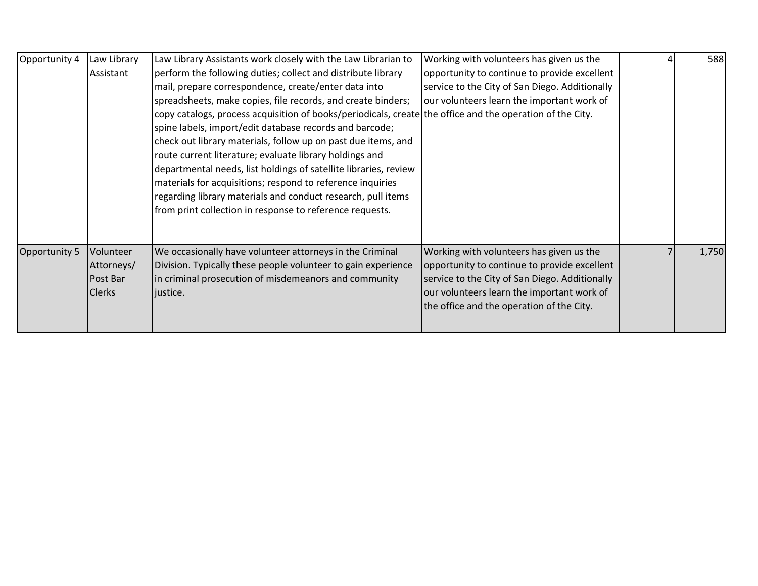| | | | | | |
|---|---|---|---|---|---|
| Opportunity 4 | Law Library Assistant | Law Library Assistants work closely with the Law Librarian to perform the following duties; collect and distribute library mail, prepare correspondence, create/enter data into spreadsheets, make copies, file records, and create binders; copy catalogs, process acquisition of books/periodicals, create spine labels, import/edit database records and barcode; check out library materials, follow up on past due items, and route current literature; evaluate library holdings and departmental needs, list holdings of satellite libraries, review materials for acquisitions; respond to reference inquiries regarding library materials and conduct research, pull items from print collection in response to reference requests. | Working with volunteers has given us the opportunity to continue to provide excellent service to the City of San Diego. Additionally our volunteers learn the important work of the office and the operation of the City. | 4 | 588 |
| Opportunity 5 | Volunteer Attorneys/ Post Bar Clerks | We occasionally have volunteer attorneys in the Criminal Division. Typically these people volunteer to gain experience in criminal prosecution of misdemeanors and community justice. | Working with volunteers has given us the opportunity to continue to provide excellent service to the City of San Diego. Additionally our volunteers learn the important work of the office and the operation of the City. | 7 | 1,750 |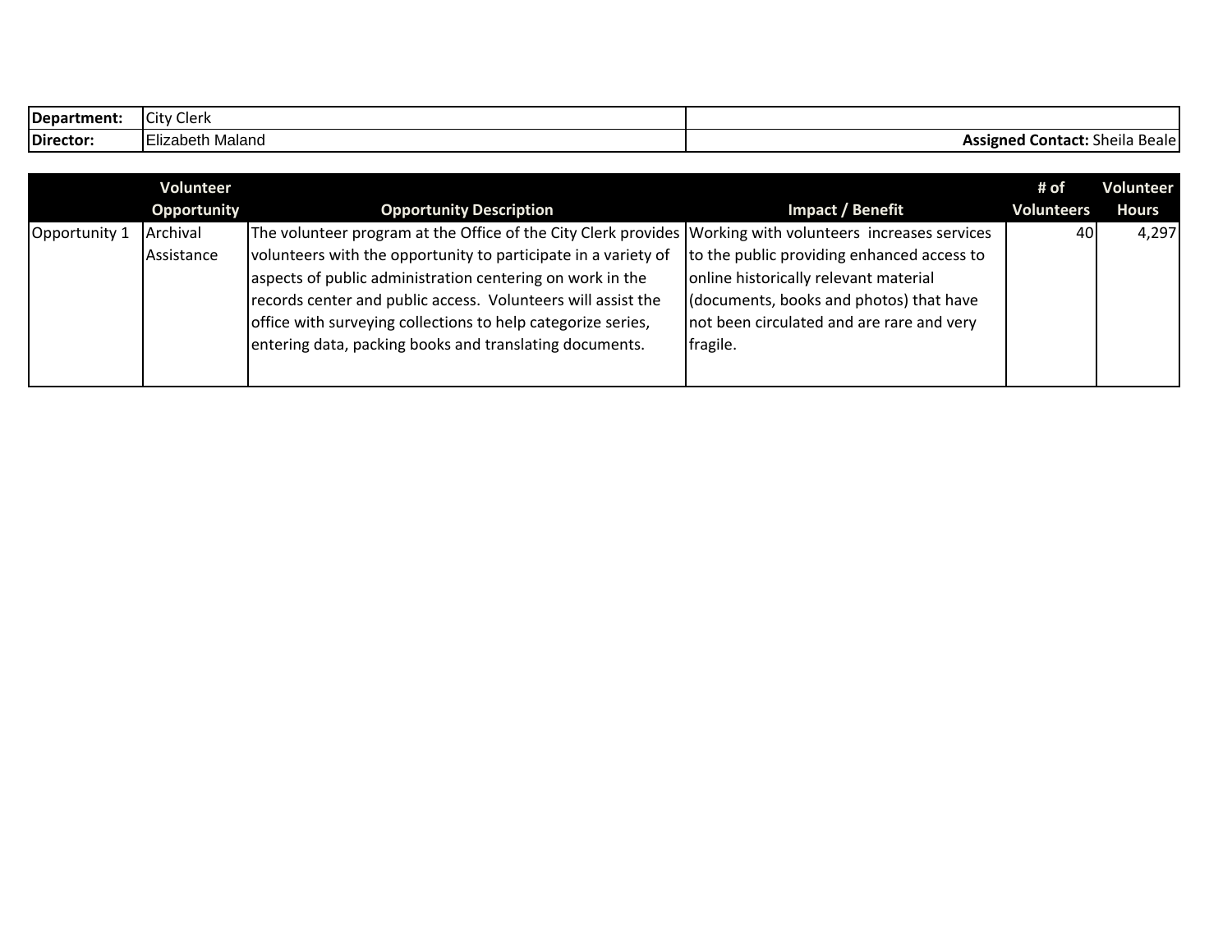| Department: | City Clerk | |
|---|---|---|
| Director: | Elizabeth Maland | **Assigned Contact:** Sheila Beale |

| | Volunteer Opportunity | Opportunity Description | Impact / Benefit | # of Volunteers | Volunteer Hours |
|---|---|---|---|---|---|
| Opportunity 1 | Archival Assistance | The volunteer program at the Office of the City Clerk provides volunteers with the opportunity to participate in a variety of aspects of public administration centering on work in the records center and public access. Volunteers will assist the office with surveying collections to help categorize series, entering data, packing books and translating documents. | Working with volunteers increases services to the public providing enhanced access to online historically relevant material (documents, books and photos) that have not been circulated and are rare and very fragile. | 40 | 4,297 |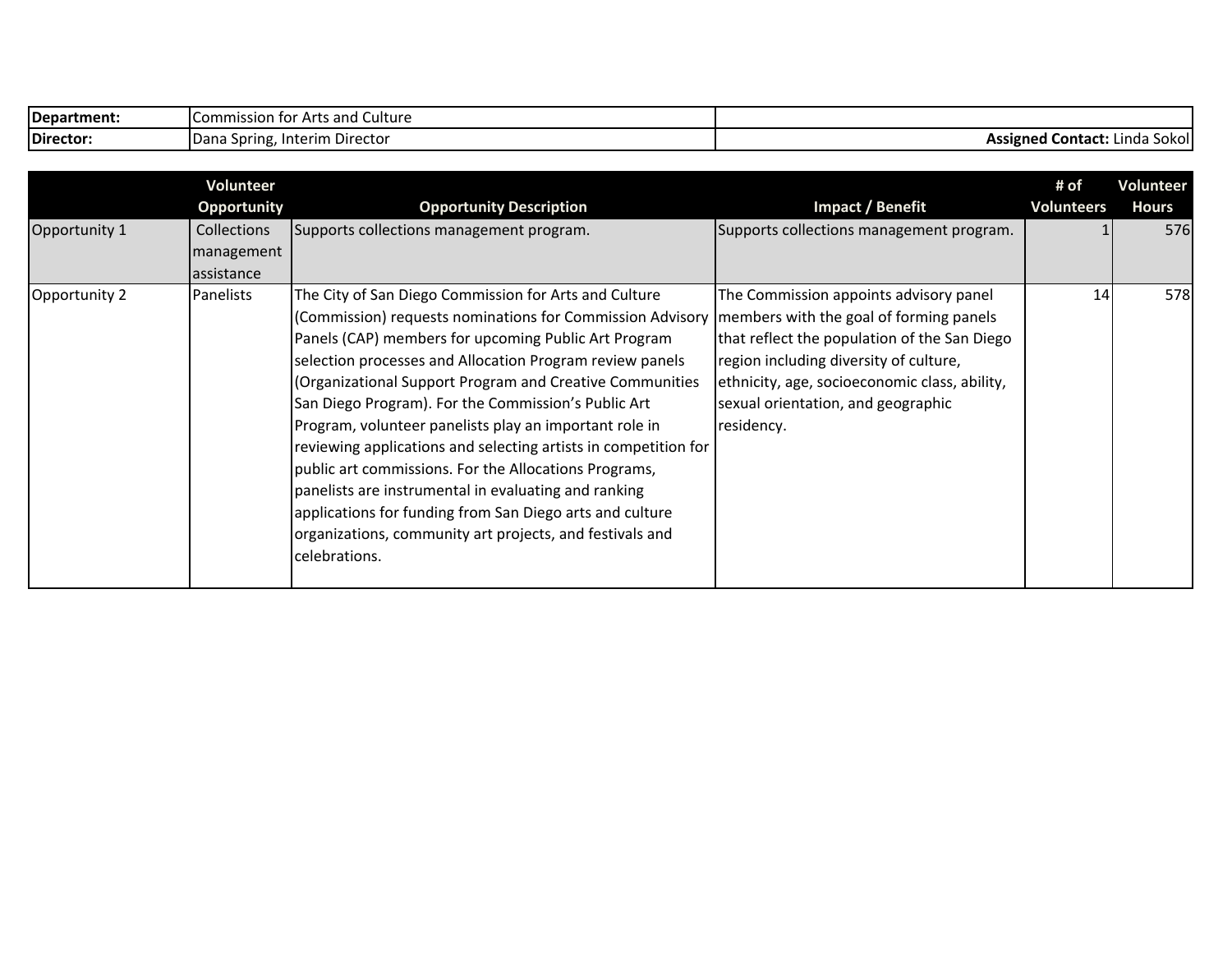| Department: | Commission for Arts and Culture | |
|---|---|---|
| Director: | Dana Spring, Interim Director | Assigned Contact: Linda Sokol |

| | Volunteer Opportunity | Opportunity Description | Impact / Benefit | # of Volunteers | Volunteer Hours |
|---|---|---|---|---|---|
| Opportunity 1 | Collections management assistance | Supports collections management program. | Supports collections management program. | 1 | 576 |
| Opportunity 2 | Panelists | The City of San Diego Commission for Arts and Culture (Commission) requests nominations for Commission Advisory Panels (CAP) members for upcoming Public Art Program selection processes and Allocation Program review panels (Organizational Support Program and Creative Communities San Diego Program). For the Commission's Public Art Program, volunteer panelists play an important role in reviewing applications and selecting artists in competition for public art commissions. For the Allocations Programs, panelists are instrumental in evaluating and ranking applications for funding from San Diego arts and culture organizations, community art projects, and festivals and celebrations. | The Commission appoints advisory panel members with the goal of forming panels that reflect the population of the San Diego region including diversity of culture, ethnicity, age, socioeconomic class, ability, sexual orientation, and geographic residency. | 14 | 578 |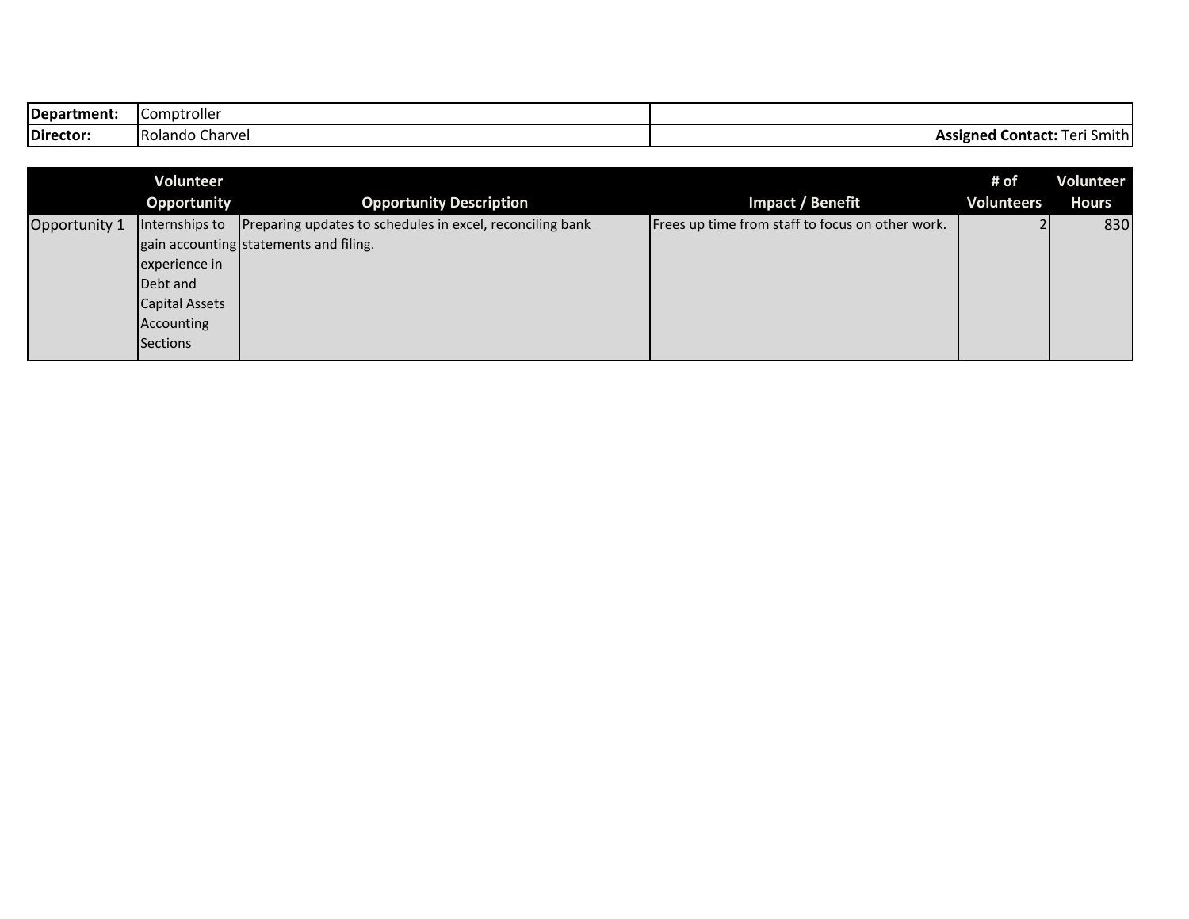| Department: | Comptroller | |
|---|---|---|
| Director: | Rolando Charvel | **Assigned Contact:** Teri Smith |

| | Volunteer Opportunity | Opportunity Description | Impact / Benefit | # of Volunteers | Volunteer Hours |
|---|---|---|---|---|---|
| Opportunity 1 | Internships to gain accounting experience in Debt and Capital Assets Accounting Sections | Preparing updates to schedules in excel, reconciling bank statements and filing. | Frees up time from staff to focus on other work. | 2 | 830 |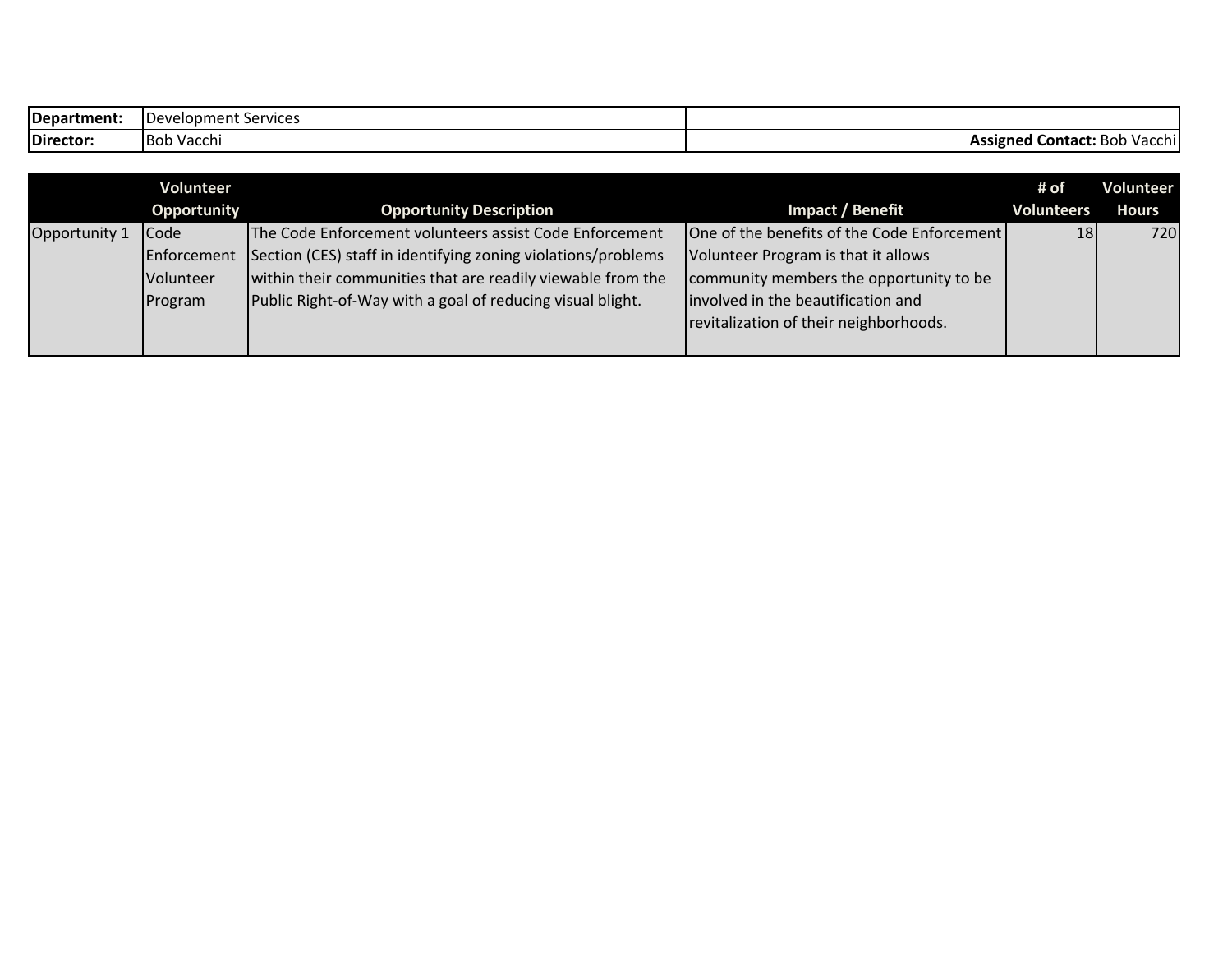| Department: | Development Services | |
|---|---|---|
| Director: | Bob Vacchi | **Assigned Contact:** Bob Vacchi |

| | Volunteer Opportunity | Opportunity Description | Impact / Benefit | # of Volunteers | Volunteer Hours |
|---|---|---|---|---|---|
| Opportunity 1 | Code Enforcement Volunteer Program | The Code Enforcement volunteers assist Code Enforcement Section (CES) staff in identifying zoning violations/problems within their communities that are readily viewable from the Public Right-of-Way with a goal of reducing visual blight. | One of the benefits of the Code Enforcement Volunteer Program is that it allows community members the opportunity to be involved in the beautification and revitalization of their neighborhoods. | 18 | 720 |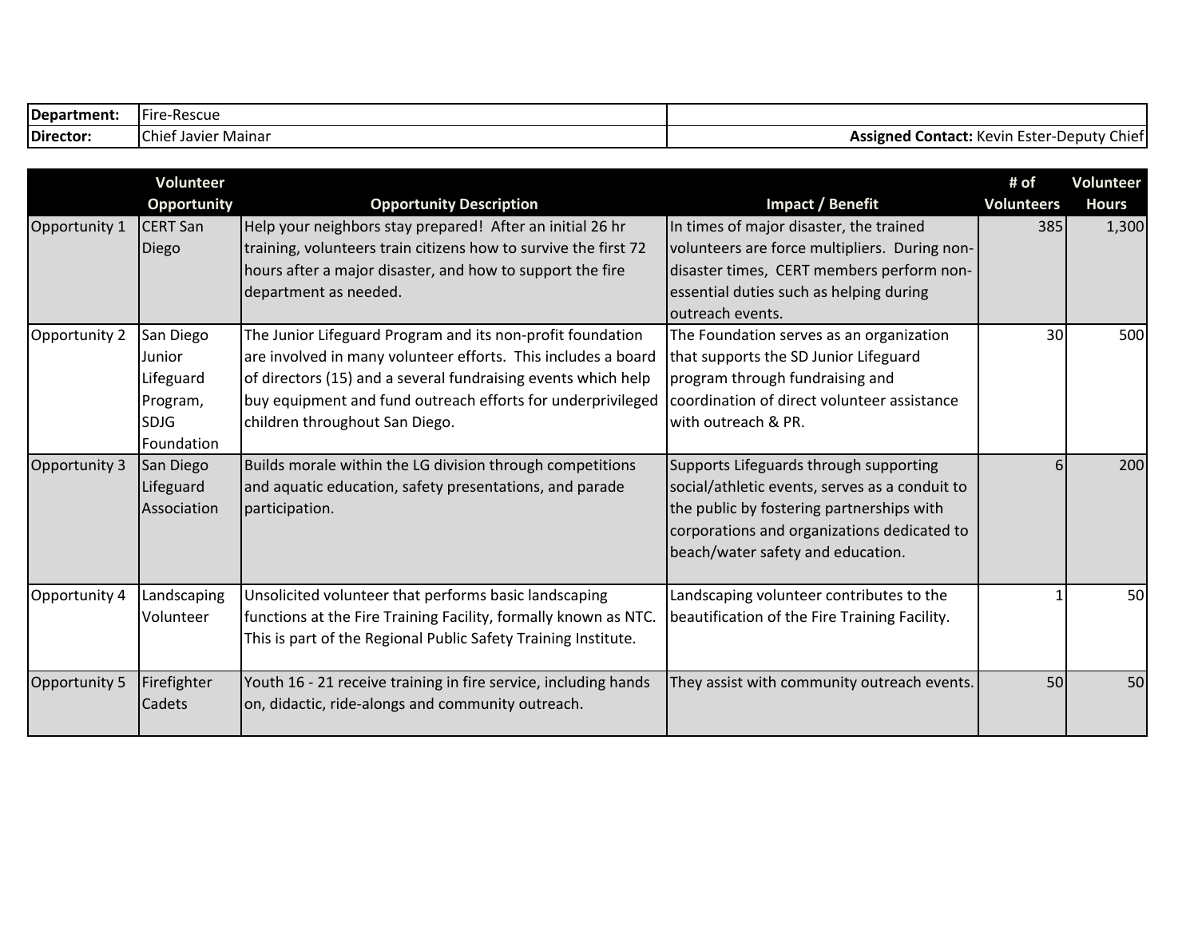| Department: | Fire-Rescue | |
| --- | --- | --- |
| Director: | Chief Javier Mainar | Assigned Contact: Kevin Ester-Deputy Chief |

| | Volunteer Opportunity | Opportunity Description | Impact / Benefit | # of Volunteers | Volunteer Hours |
| --- | --- | --- | --- | --- | --- |
| Opportunity 1 | CERT San Diego | Help your neighbors stay prepared! After an initial 26 hr training, volunteers train citizens how to survive the first 72 hours after a major disaster, and how to support the fire department as needed. | In times of major disaster, the trained volunteers are force multipliers. During non-disaster times, CERT members perform non-essential duties such as helping during outreach events. | 385 | 1,300 |
| Opportunity 2 | San Diego Junior Lifeguard Program, SDJG Foundation | The Junior Lifeguard Program and its non-profit foundation are involved in many volunteer efforts. This includes a board of directors (15) and a several fundraising events which help buy equipment and fund outreach efforts for underprivileged children throughout San Diego. | The Foundation serves as an organization that supports the SD Junior Lifeguard program through fundraising and coordination of direct volunteer assistance with outreach & PR. | 30 | 500 |
| Opportunity 3 | San Diego Lifeguard Association | Builds morale within the LG division through competitions and aquatic education, safety presentations, and parade participation. | Supports Lifeguards through supporting social/athletic events, serves as a conduit to the public by fostering partnerships with corporations and organizations dedicated to beach/water safety and education. | 6 | 200 |
| Opportunity 4 | Landscaping Volunteer | Unsolicited volunteer that performs basic landscaping functions at the Fire Training Facility, formally known as NTC. This is part of the Regional Public Safety Training Institute. | Landscaping volunteer contributes to the beautification of the Fire Training Facility. | 1 | 50 |
| Opportunity 5 | Firefighter Cadets | Youth 16 - 21 receive training in fire service, including hands on, didactic, ride-alongs and community outreach. | They assist with community outreach events. | 50 | 50 |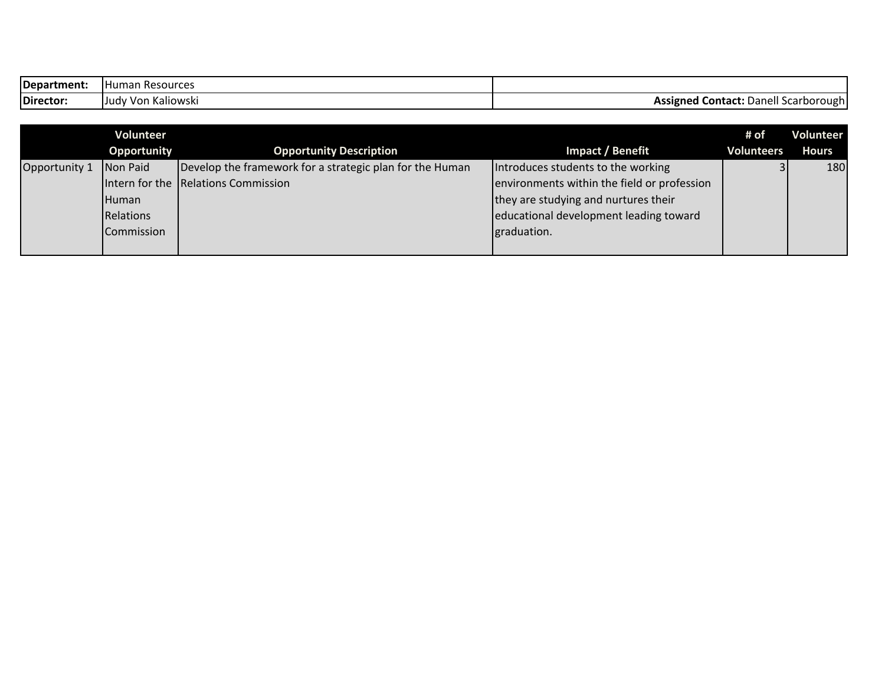| | | |
|---|---|---|
| **Department:** | Human Resources | |
| **Director:** | Judy Von Kaliowski | **Assigned Contact:** Danell Scarborough |

| | Volunteer Opportunity | Opportunity Description | Impact / Benefit | # of Volunteers | Volunteer Hours |
|---|---|---|---|---|---|
| Opportunity 1 | Non Paid Intern for the Human Relations Commission | Develop the framework for a strategic plan for the Human Relations Commission | Introduces students to the working environments within the field or profession they are studying and nurtures their educational development leading toward graduation. | 3 | 180 |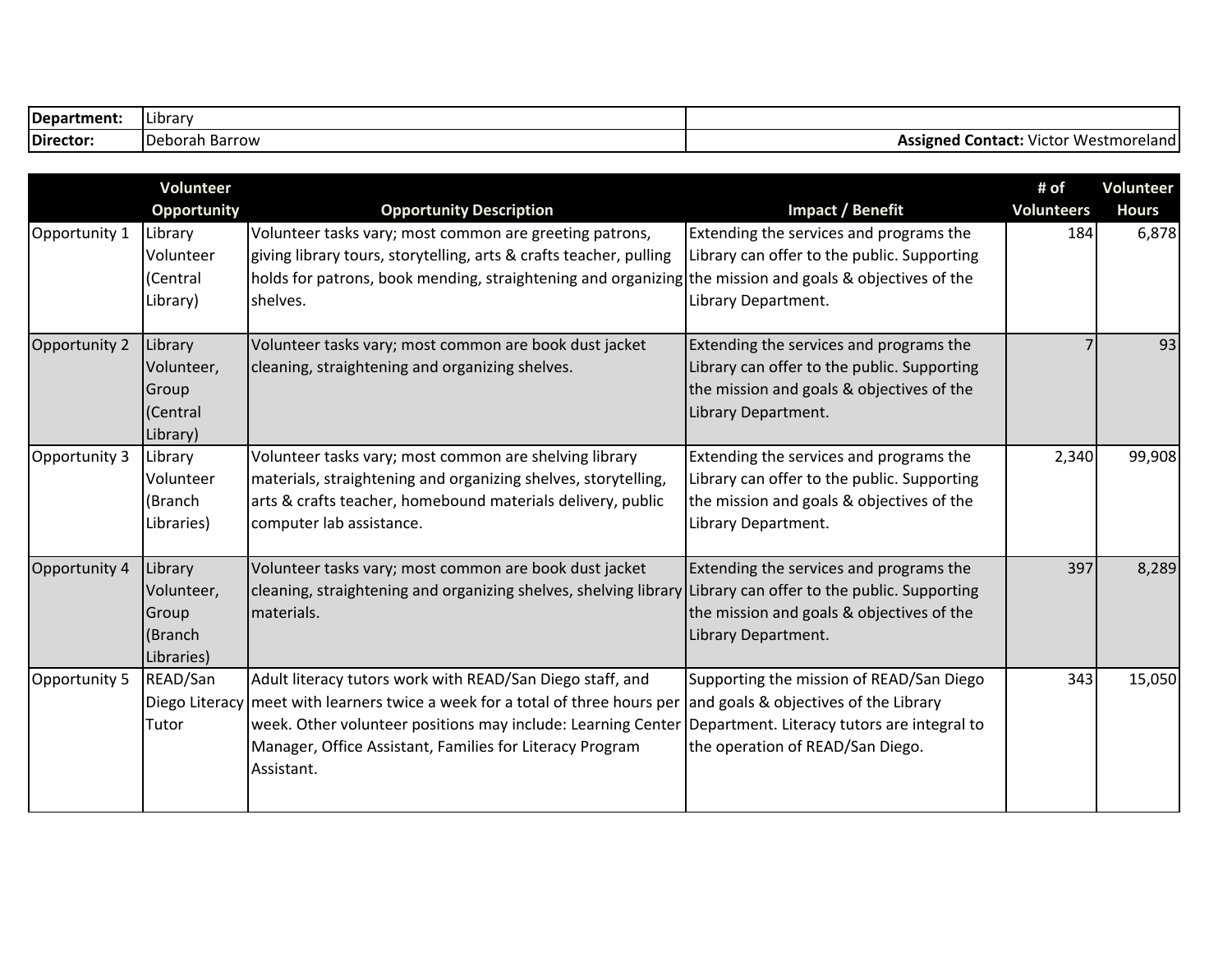| Department: | Library | |
|---|---|---|
| Director: | Deborah Barrow | Assigned Contact: Victor Westmoreland |

| | Volunteer Opportunity | Opportunity Description | Impact / Benefit | # of Volunteers | Volunteer Hours |
|---|---|---|---|---|---|
| Opportunity 1 | Library Volunteer (Central Library) | Volunteer tasks vary; most common are greeting patrons, giving library tours, storytelling, arts & crafts teacher, pulling holds for patrons, book mending, straightening and organizing shelves. | Extending the services and programs the Library can offer to the public. Supporting the mission and goals & objectives of the Library Department. | 184 | 6,878 |
| Opportunity 2 | Library Volunteer, Group (Central Library) | Volunteer tasks vary; most common are book dust jacket cleaning, straightening and organizing shelves. | Extending the services and programs the Library can offer to the public. Supporting the mission and goals & objectives of the Library Department. | 7 | 93 |
| Opportunity 3 | Library Volunteer (Branch Libraries) | Volunteer tasks vary; most common are shelving library materials, straightening and organizing shelves, storytelling, arts & crafts teacher, homebound materials delivery, public computer lab assistance. | Extending the services and programs the Library can offer to the public. Supporting the mission and goals & objectives of the Library Department. | 2,340 | 99,908 |
| Opportunity 4 | Library Volunteer, Group (Branch Libraries) | Volunteer tasks vary; most common are book dust jacket cleaning, straightening and organizing shelves, shelving library materials. | Extending the services and programs the Library can offer to the public. Supporting the mission and goals & objectives of the Library Department. | 397 | 8,289 |
| Opportunity 5 | READ/San Diego Literacy Tutor | Adult literacy tutors work with READ/San Diego staff, and meet with learners twice a week for a total of three hours per week. Other volunteer positions may include: Learning Center Manager, Office Assistant, Families for Literacy Program Assistant. | Supporting the mission of READ/San Diego and goals & objectives of the Library Department. Literacy tutors are integral to the operation of READ/San Diego. | 343 | 15,050 |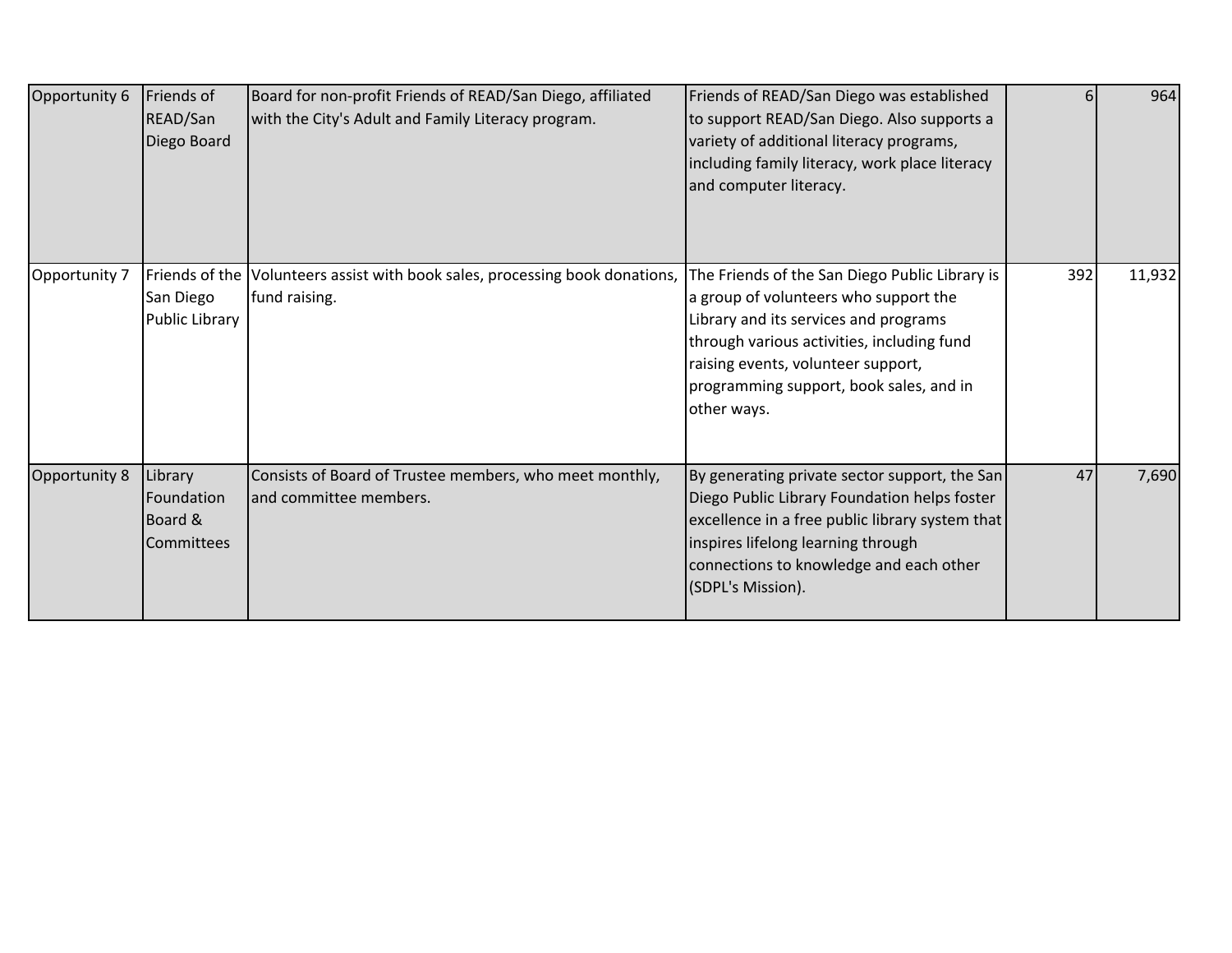| Opportunity 6 | Friends of READ/San Diego Board | Board for non-profit Friends of READ/San Diego, affiliated with the City's Adult and Family Literacy program. | Friends of READ/San Diego was established to support READ/San Diego. Also supports a variety of additional literacy programs, including family literacy, work place literacy and computer literacy. | 6 | 964 |
|---|---|---|---|---|---|
| Opportunity 7 | Friends of the San Diego Public Library | Volunteers assist with book sales, processing book donations, fund raising. | The Friends of the San Diego Public Library is a group of volunteers who support the Library and its services and programs through various activities, including fund raising events, volunteer support, programming support, book sales, and in other ways. | 392 | 11,932 |
| Opportunity 8 | Library Foundation Board & Committees | Consists of Board of Trustee members, who meet monthly, and committee members. | By generating private sector support, the San Diego Public Library Foundation helps foster excellence in a free public library system that inspires lifelong learning through connections to knowledge and each other (SDPL's Mission). | 47 | 7,690 |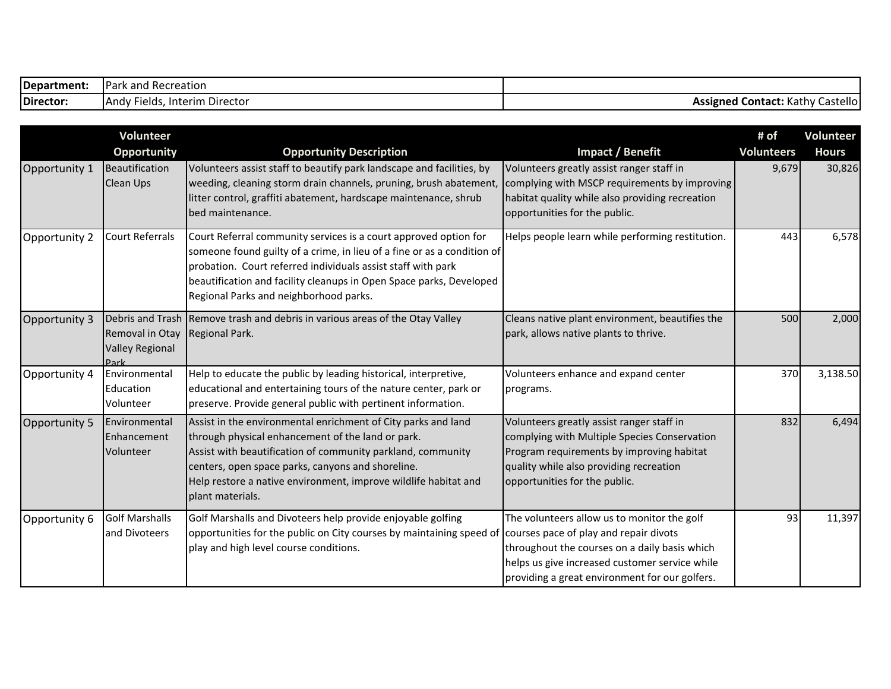| Department: | Park and Recreation | |
|---|---|---|
| Director: | Andy Fields, Interim Director | Assigned Contact: Kathy Castello |

| | Volunteer Opportunity | Opportunity Description | Impact / Benefit | # of Volunteers | Volunteer Hours |
|---|---|---|---|---|---|
| Opportunity 1 | Beautification Clean Ups | Volunteers assist staff to beautify park landscape and facilities, by weeding, cleaning storm drain channels, pruning, brush abatement, litter control, graffiti abatement, hardscape maintenance, shrub bed maintenance. | Volunteers greatly assist ranger staff in complying with MSCP requirements by improving habitat quality while also providing recreation opportunities for the public. | 9,679 | 30,826 |
| Opportunity 2 | Court Referrals | Court Referral community services is a court approved option for someone found guilty of a crime, in lieu of a fine or as a condition of probation. Court referred individuals assist staff with park beautification and facility cleanups in Open Space parks, Developed Regional Parks and neighborhood parks. | Helps people learn while performing restitution. | 443 | 6,578 |
| Opportunity 3 | Debris and Trash Removal in Otay Valley Regional Park | Remove trash and debris in various areas of the Otay Valley Regional Park. | Cleans native plant environment, beautifies the park, allows native plants to thrive. | 500 | 2,000 |
| Opportunity 4 | Environmental Education Volunteer | Help to educate the public by leading historical, interpretive, educational and entertaining tours of the nature center, park or preserve. Provide general public with pertinent information. | Volunteers enhance and expand center programs. | 370 | 3,138.50 |
| Opportunity 5 | Environmental Enhancement Volunteer | Assist in the environmental enrichment of City parks and land through physical enhancement of the land or park.<br>Assist with beautification of community parkland, community centers, open space parks, canyons and shoreline.<br>Help restore a native environment, improve wildlife habitat and plant materials. | Volunteers greatly assist ranger staff in complying with Multiple Species Conservation Program requirements by improving habitat quality while also providing recreation opportunities for the public. | 832 | 6,494 |
| Opportunity 6 | Golf Marshalls and Divoteers | Golf Marshalls and Divoteers help provide enjoyable golfing opportunities for the public on City courses by maintaining speed of play and high level course conditions. | The volunteers allow us to monitor the golf courses pace of play and repair divots throughout the courses on a daily basis which helps us give increased customer service while providing a great environment for our golfers. | 93 | 11,397 |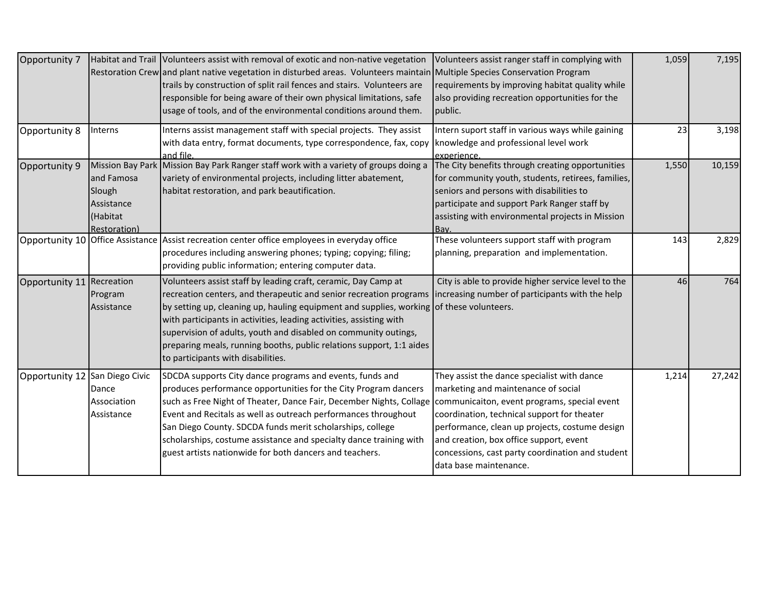| Opportunity 7 | Habitat and Trail Restoration Crew | Volunteers assist with removal of exotic and non-native vegetation and plant native vegetation in disturbed areas. Volunteers maintain trails by construction of split rail fences and stairs. Volunteers are responsible for being aware of their own physical limitations, safe usage of tools, and of the environmental conditions around them. | Volunteers assist ranger staff in complying with Multiple Species Conservation Program requirements by improving habitat quality while also providing recreation opportunities for the public. | 1,059 | 7,195 |
|---|---|---|---|---|---|
| Opportunity 8 | Interns | Interns assist management staff with special projects. They assist with data entry, format documents, type correspondence, fax, copy and file. | Intern suport staff in various ways while gaining knowledge and professional level work experience. | 23 | 3,198 |
| Opportunity 9 | Mission Bay Park and Famosa Slough Assistance (Habitat Restoration) | Mission Bay Park Ranger staff work with a variety of groups doing a variety of environmental projects, including litter abatement, habitat restoration, and park beautification. | The City benefits through creating opportunities for community youth, students, retirees, families, seniors and persons with disabilities to participate and support Park Ranger staff by assisting with environmental projects in Mission Bay. | 1,550 | 10,159 |
| Opportunity 10 | Office Assistance | Assist recreation center office employees in everyday office procedures including answering phones; typing; copying; filing; providing public information; entering computer data. | These volunteers support staff with program planning, preparation and implementation. | 143 | 2,829 |
| Opportunity 11 | Recreation Program Assistance | Volunteers assist staff by leading craft, ceramic, Day Camp at recreation centers, and therapeutic and senior recreation programs by setting up, cleaning up, hauling equipment and supplies, working with participants in activities, leading activities, assisting with supervision of adults, youth and disabled on community outings, preparing meals, running booths, public relations support, 1:1 aides to participants with disabilities. | City is able to provide higher service level to the increasing number of participants with the help of these volunteers. | 46 | 764 |
| Opportunity 12 | San Diego Civic Dance Association Assistance | SDCDA supports City dance programs and events, funds and produces performance opportunities for the City Program dancers such as Free Night of Theater, Dance Fair, December Nights, Collage Event and Recitals as well as outreach performances throughout San Diego County. SDCDA funds merit scholarships, college scholarships, costume assistance and specialty dance training with guest artists nationwide for both dancers and teachers. | They assist the dance specialist with dance marketing and maintenance of social communicaiton, event programs, special event coordination, technical support for theater performance, clean up projects, costume design and creation, box office support, event concessions, cast party coordination and student data base maintenance. | 1,214 | 27,242 |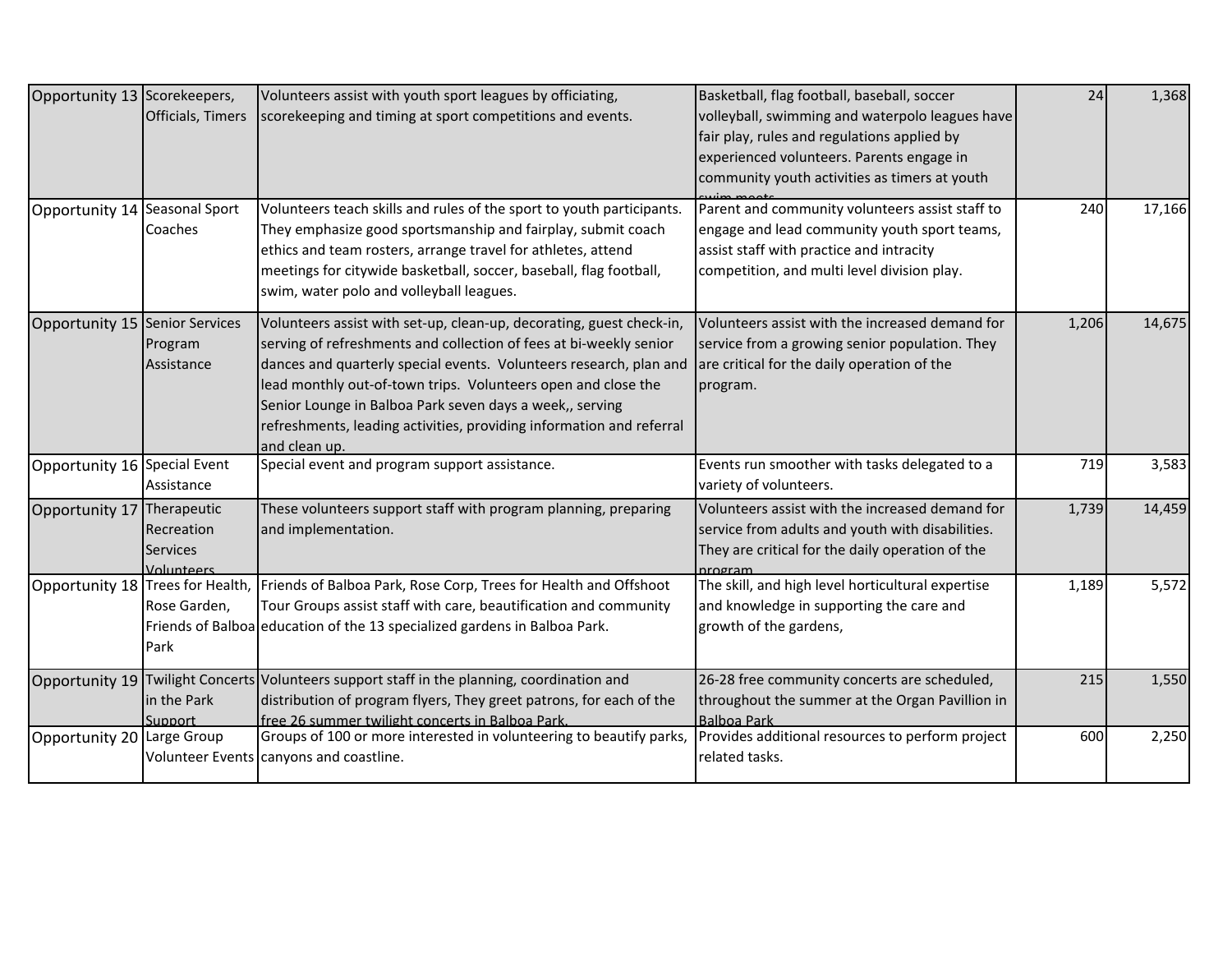| | | | | | |
|---|---|---|---|---|---|
| Opportunity 13 | Scorekeepers, Officials, Timers | Volunteers assist with youth sport leagues by officiating, scorekeeping and timing at sport competitions and events. | Basketball, flag football, baseball, soccer volleyball, swimming and waterpolo leagues have fair play, rules and regulations applied by experienced volunteers. Parents engage in community youth activities as timers at youth swim meets. | 24 | 1,368 |
| Opportunity 14 | Seasonal Sport Coaches | Volunteers teach skills and rules of the sport to youth participants. They emphasize good sportsmanship and fairplay, submit coach ethics and team rosters, arrange travel for athletes, attend meetings for citywide basketball, soccer, baseball, flag football, swim, water polo and volleyball leagues. | Parent and community volunteers assist staff to engage and lead community youth sport teams, assist staff with practice and intracity competition, and multi level division play. | 240 | 17,166 |
| Opportunity 15 | Senior Services Program Assistance | Volunteers assist with set-up, clean-up, decorating, guest check-in, serving of refreshments and collection of fees at bi-weekly senior dances and quarterly special events. Volunteers research, plan and lead monthly out-of-town trips. Volunteers open and close the Senior Lounge in Balboa Park seven days a week,, serving refreshments, leading activities, providing information and referral and clean up. | Volunteers assist with the increased demand for service from a growing senior population. They are critical for the daily operation of the program. | 1,206 | 14,675 |
| Opportunity 16 | Special Event Assistance | Special event and program support assistance. | Events run smoother with tasks delegated to a variety of volunteers. | 719 | 3,583 |
| Opportunity 17 | Therapeutic Recreation Services Volunteers | These volunteers support staff with program planning, preparing and implementation. | Volunteers assist with the increased demand for service from adults and youth with disabilities. They are critical for the daily operation of the program. | 1,739 | 14,459 |
| Opportunity 18 | Trees for Health, Rose Garden, Friends of Balboa Park | Friends of Balboa Park, Rose Corp, Trees for Health and Offshoot Tour Groups assist staff with care, beautification and community education of the 13 specialized gardens in Balboa Park. | The skill, and high level horticultural expertise and knowledge in supporting the care and growth of the gardens, | 1,189 | 5,572 |
| Opportunity 19 | Twilight Concerts in the Park Support | Volunteers support staff in the planning, coordination and distribution of program flyers, They greet patrons, for each of the free 26 summer twilight concerts in Balboa Park. | 26-28 free community concerts are scheduled, throughout the summer at the Organ Pavillion in Balboa Park | 215 | 1,550 |
| Opportunity 20 | Large Group Volunteer Events | Groups of 100 or more interested in volunteering to beautify parks, canyons and coastline. | Provides additional resources to perform project related tasks. | 600 | 2,250 |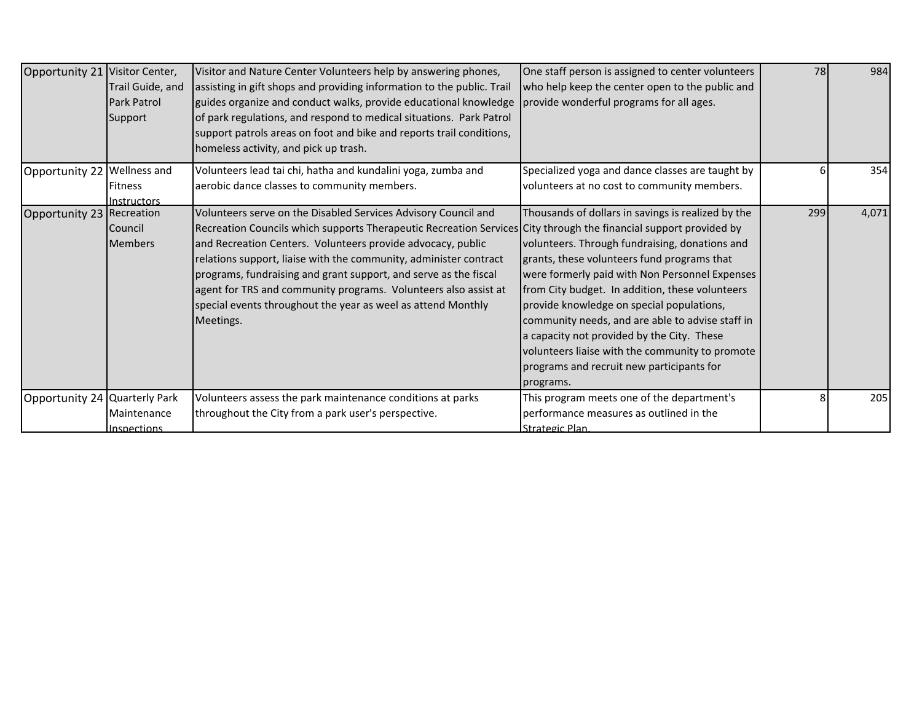| | | | | | |
|---|---|---|---|---|---|
| Opportunity 21 | Visitor Center, Trail Guide, and Park Patrol Support | Visitor and Nature Center Volunteers help by answering phones, assisting in gift shops and providing information to the public. Trail guides organize and conduct walks, provide educational knowledge of park regulations, and respond to medical situations. Park Patrol support patrols areas on foot and bike and reports trail conditions, homeless activity, and pick up trash. | One staff person is assigned to center volunteers who help keep the center open to the public and provide wonderful programs for all ages. | 78 | 984 |
| Opportunity 22 | Wellness and Fitness Instructors | Volunteers lead tai chi, hatha and kundalini yoga, zumba and aerobic dance classes to community members. | Specialized yoga and dance classes are taught by volunteers at no cost to community members. | 6 | 354 |
| Opportunity 23 | Recreation Council Members | Volunteers serve on the Disabled Services Advisory Council and Recreation Councils which supports Therapeutic Recreation Services and Recreation Centers. Volunteers provide advocacy, public relations support, liaise with the community, administer contract programs, fundraising and grant support, and serve as the fiscal agent for TRS and community programs. Volunteers also assist at special events throughout the year as weel as attend Monthly Meetings. | Thousands of dollars in savings is realized by the City through the financial support provided by volunteers. Through fundraising, donations and grants, these volunteers fund programs that were formerly paid with Non Personnel Expenses from City budget. In addition, these volunteers provide knowledge on special populations, community needs, and are able to advise staff in a capacity not provided by the City. These volunteers liaise with the community to promote programs and recruit new participants for programs. | 299 | 4,071 |
| Opportunity 24 | Quarterly Park Maintenance Inspections | Volunteers assess the park maintenance conditions at parks throughout the City from a park user's perspective. | This program meets one of the department's performance measures as outlined in the Strategic Plan. | 8 | 205 |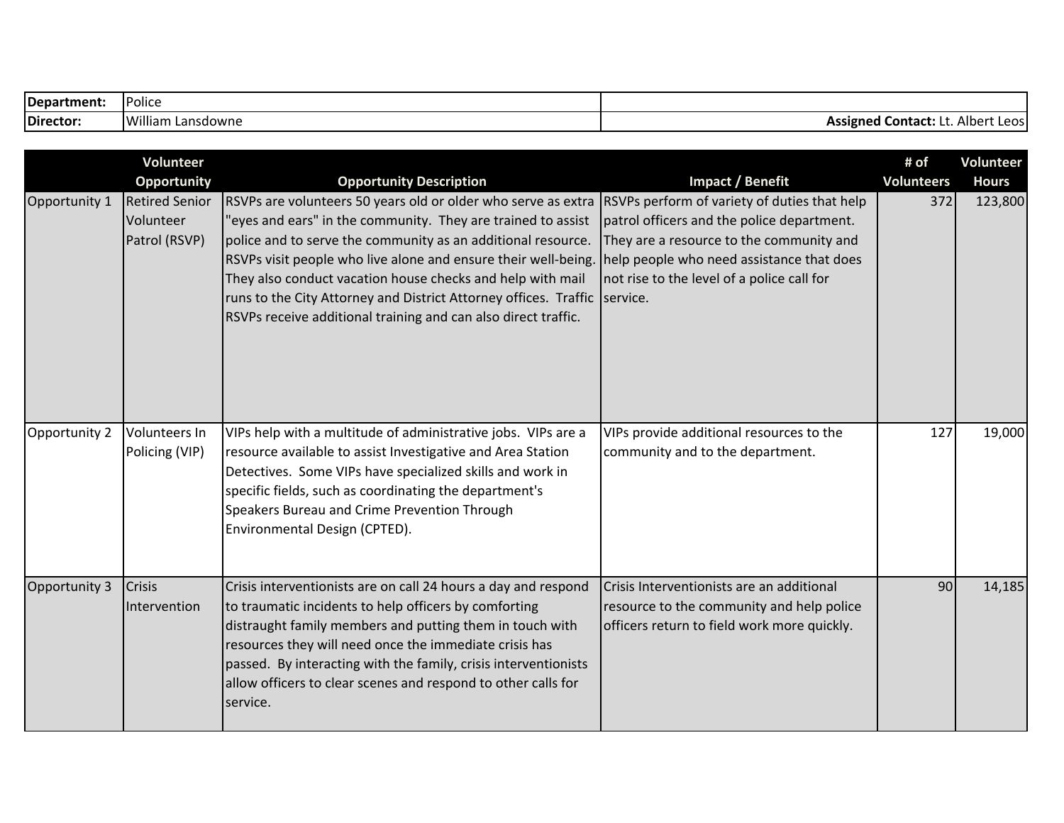| Department: | Police | |
|---|---|---|
| Director: | William Lansdowne | **Assigned Contact:** Lt. Albert Leos |

| | Volunteer Opportunity | Opportunity Description | Impact / Benefit | # of Volunteers | Volunteer Hours |
|---|---|---|---|---|---|
| Opportunity 1 | Retired Senior Volunteer Patrol (RSVP) | RSVPs are volunteers 50 years old or older who serve as extra "eyes and ears" in the community. They are trained to assist police and to serve the community as an additional resource. RSVPs visit people who live alone and ensure their well-being. They also conduct vacation house checks and help with mail runs to the City Attorney and District Attorney offices. Traffic RSVPs receive additional training and can also direct traffic. | RSVPs perform of variety of duties that help patrol officers and the police department. They are a resource to the community and help people who need assistance that does not rise to the level of a police call for service. | 372 | 123,800 |
| Opportunity 2 | Volunteers In Policing (VIP) | VIPs help with a multitude of administrative jobs. VIPs are a resource available to assist Investigative and Area Station Detectives. Some VIPs have specialized skills and work in specific fields, such as coordinating the department's Speakers Bureau and Crime Prevention Through Environmental Design (CPTED). | VIPs provide additional resources to the community and to the department. | 127 | 19,000 |
| Opportunity 3 | Crisis Intervention | Crisis interventionists are on call 24 hours a day and respond to traumatic incidents to help officers by comforting distraught family members and putting them in touch with resources they will need once the immediate crisis has passed. By interacting with the family, crisis interventionists allow officers to clear scenes and respond to other calls for service. | Crisis Interventionists are an additional resource to the community and help police officers return to field work more quickly. | 90 | 14,185 |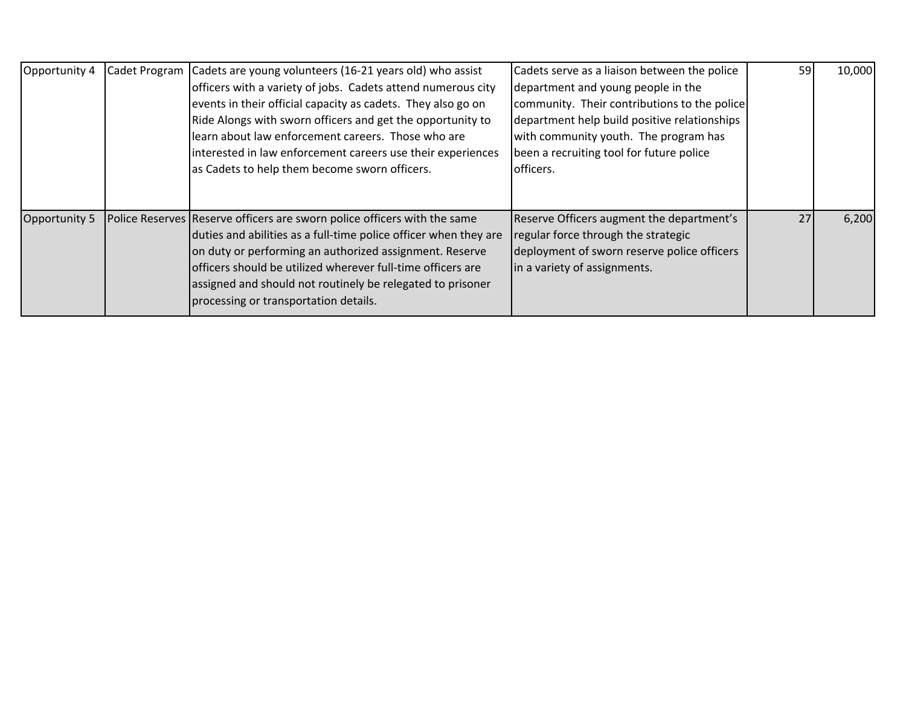| | | | | | |
|---|---|---|---|---|---|
| Opportunity 4 | Cadet Program | Cadets are young volunteers (16-21 years old) who assist officers with a variety of jobs. Cadets attend numerous city events in their official capacity as cadets. They also go on Ride Alongs with sworn officers and get the opportunity to learn about law enforcement careers. Those who are interested in law enforcement careers use their experiences as Cadets to help them become sworn officers. | Cadets serve as a liaison between the police department and young people in the community. Their contributions to the police department help build positive relationships with community youth. The program has been a recruiting tool for future police officers. | 59 | 10,000 |
| Opportunity 5 | Police Reserves | Reserve officers are sworn police officers with the same duties and abilities as a full-time police officer when they are on duty or performing an authorized assignment. Reserve officers should be utilized wherever full-time officers are assigned and should not routinely be relegated to prisoner processing or transportation details. | Reserve Officers augment the department's regular force through the strategic deployment of sworn reserve police officers in a variety of assignments. | 27 | 6,200 |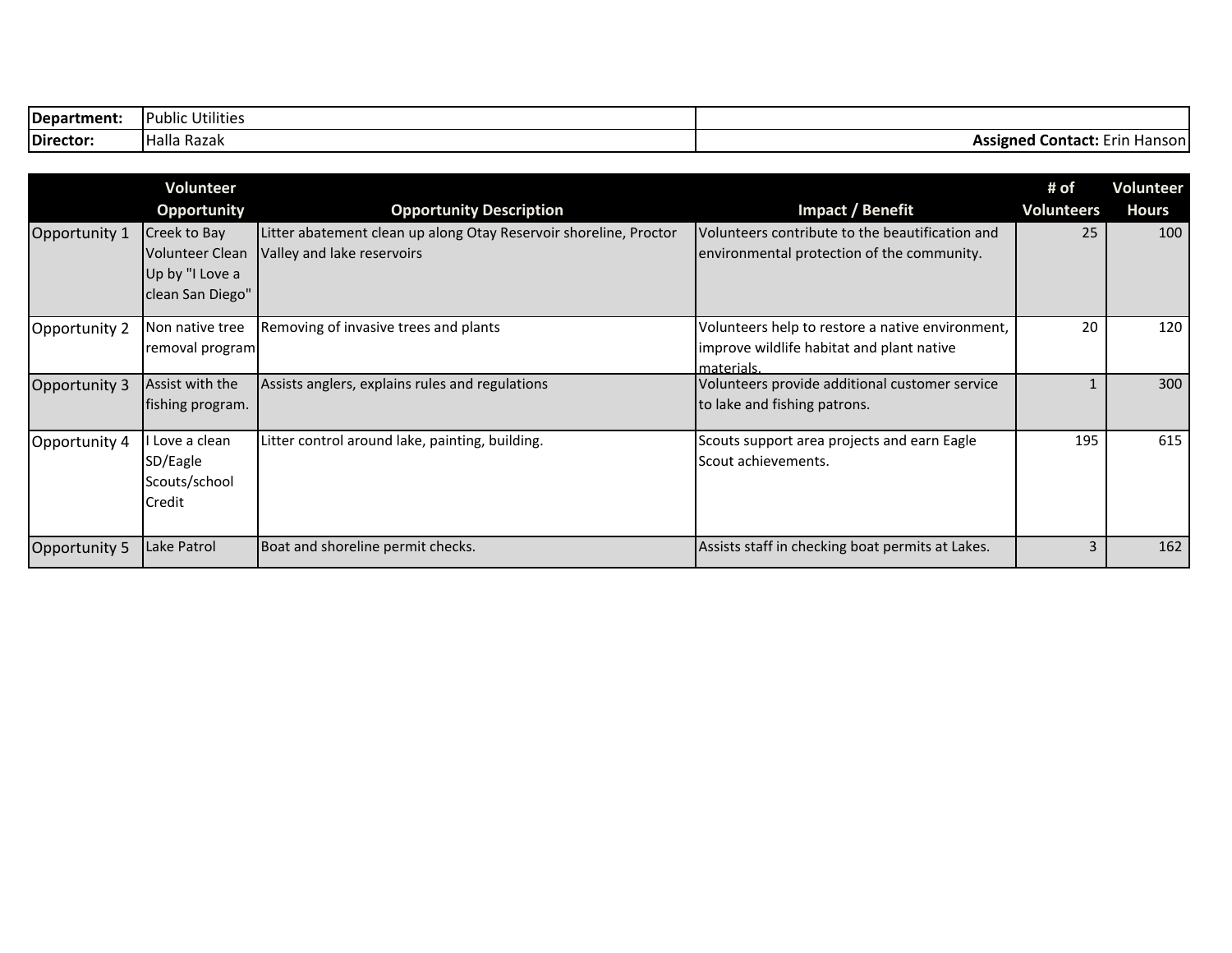| | | |
|---|---|---|
| **Department:** | Public Utilities | |
| **Director:** | Halla Razak | **Assigned Contact:** Erin Hanson |

| | Volunteer Opportunity | Opportunity Description | Impact / Benefit | # of Volunteers | Volunteer Hours |
|---|---|---|---|---|---|
| Opportunity 1 | Creek to Bay Volunteer Clean Up by "I Love a clean San Diego" | Litter abatement clean up along Otay Reservoir shoreline, Proctor Valley and lake reservoirs | Volunteers contribute to the beautification and environmental protection of the community. | 25 | 100 |
| Opportunity 2 | Non native tree removal program | Removing of invasive trees and plants | Volunteers help to restore a native environment, improve wildlife habitat and plant native materials. | 20 | 120 |
| Opportunity 3 | Assist with the fishing program. | Assists anglers, explains rules and regulations | Volunteers provide additional customer service to lake and fishing patrons. | 1 | 300 |
| Opportunity 4 | I Love a clean SD/Eagle Scouts/school Credit | Litter control around lake, painting, building. | Scouts support area projects and earn Eagle Scout achievements. | 195 | 615 |
| Opportunity 5 | Lake Patrol | Boat and shoreline permit checks. | Assists staff in checking boat permits at Lakes. | 3 | 162 |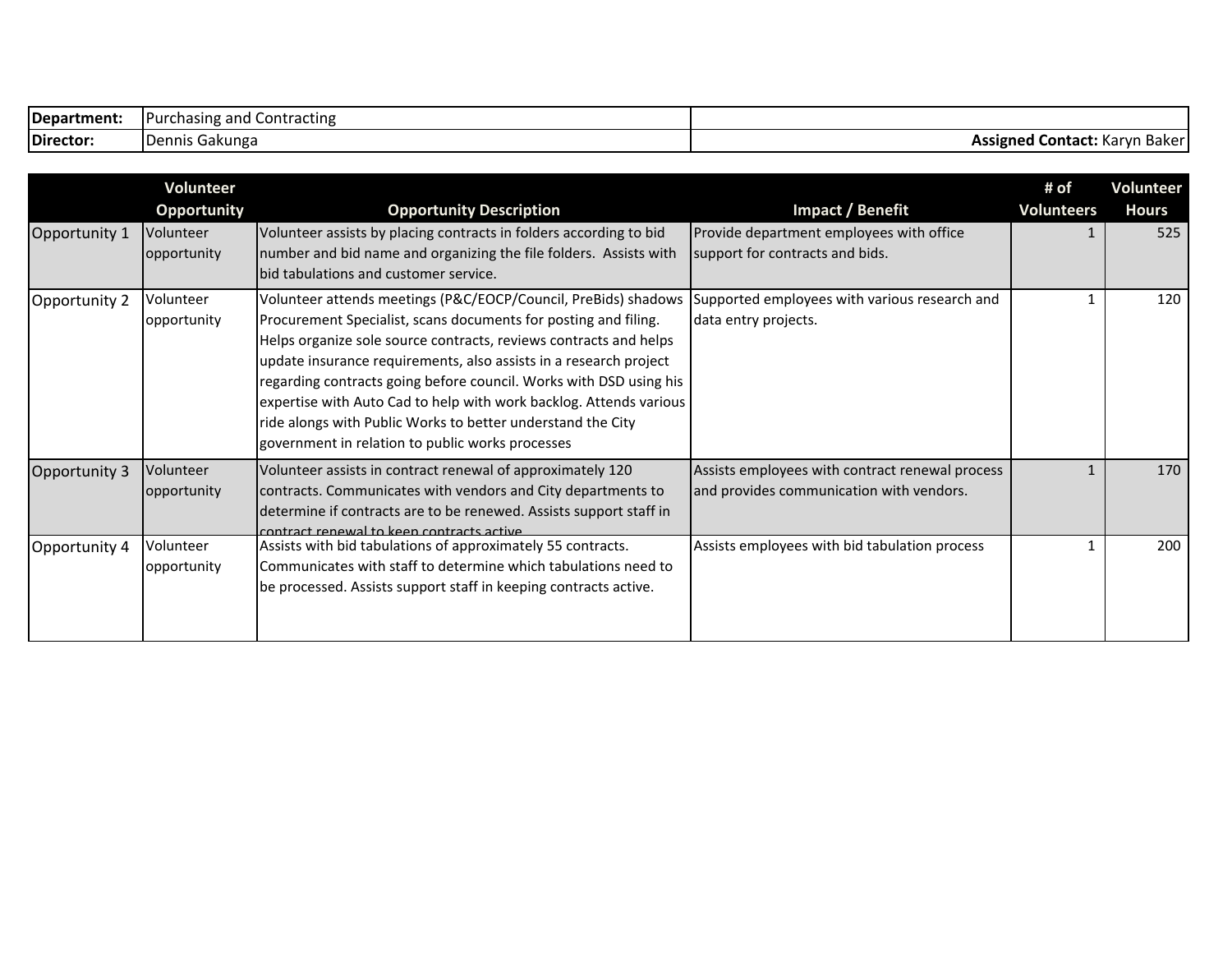| Department: | Purchasing and Contracting | |
|---|---|---|
| Director: | Dennis Gakunga | **Assigned Contact:** Karyn Baker |

| | Volunteer Opportunity | Opportunity Description | Impact / Benefit | # of Volunteers | Volunteer Hours |
|---|---|---|---|---|---|
| Opportunity 1 | Volunteer opportunity | Volunteer assists by placing contracts in folders according to bid number and bid name and organizing the file folders. Assists with bid tabulations and customer service. | Provide department employees with office support for contracts and bids. | 1 | 525 |
| Opportunity 2 | Volunteer opportunity | Volunteer attends meetings (P&C/EOCP/Council, PreBids) shadows Procurement Specialist, scans documents for posting and filing. Helps organize sole source contracts, reviews contracts and helps update insurance requirements, also assists in a research project regarding contracts going before council. Works with DSD using his expertise with Auto Cad to help with work backlog. Attends various ride alongs with Public Works to better understand the City government in relation to public works processes | Supported employees with various research and data entry projects. | 1 | 120 |
| Opportunity 3 | Volunteer opportunity | Volunteer assists in contract renewal of approximately 120 contracts. Communicates with vendors and City departments to determine if contracts are to be renewed. Assists support staff in contract renewal to keep contracts active | Assists employees with contract renewal process and provides communication with vendors. | 1 | 170 |
| Opportunity 4 | Volunteer opportunity | Assists with bid tabulations of approximately 55 contracts. Communicates with staff to determine which tabulations need to be processed. Assists support staff in keeping contracts active. | Assists employees with bid tabulation process | 1 | 200 |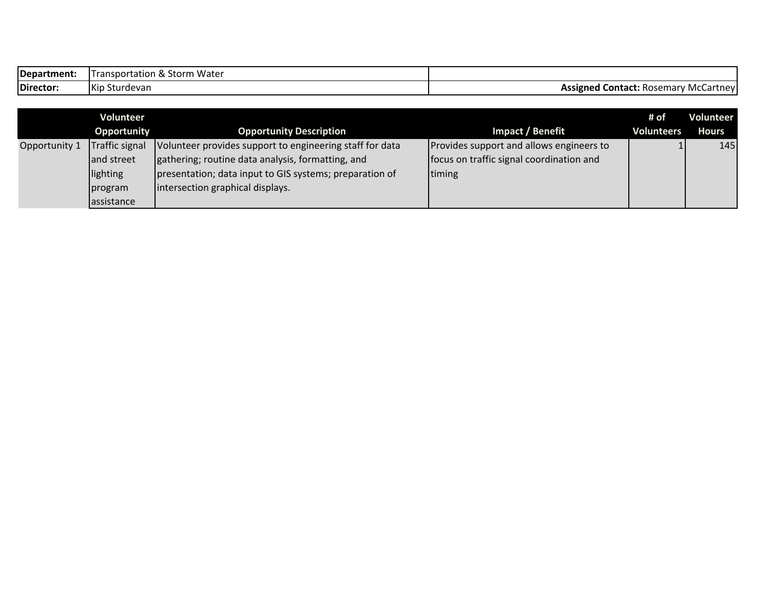| | | |
|---|---|---|
| **Department:** | Transportation & Storm Water | |
| **Director:** | Kip Sturdevan | **Assigned Contact:** Rosemary McCartney |

| | Volunteer Opportunity | Opportunity Description | Impact / Benefit | # of Volunteers | Volunteer Hours |
|---|---|---|---|---|---|
| Opportunity 1 | Traffic signal and street lighting program assistance | Volunteer provides support to engineering staff for data gathering; routine data analysis, formatting, and presentation; data input to GIS systems; preparation of intersection graphical displays. | Provides support and allows engineers to focus on traffic signal coordination and timing | 1 | 145 |